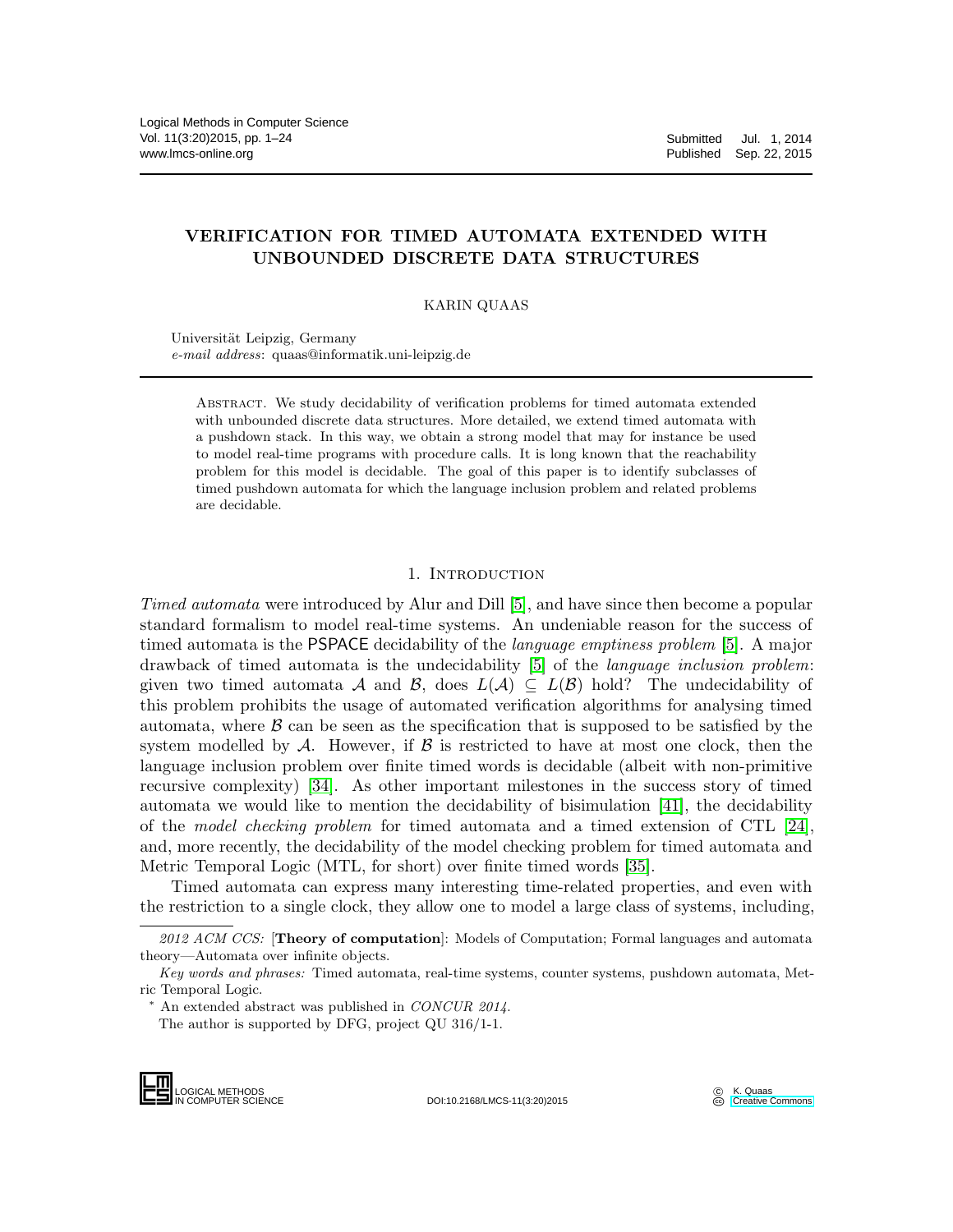# VERIFICATION FOR TIMED AUTOMATA EXTENDED WITH UNBOUNDED DISCRETE DATA STRUCTURES

KARIN QUAAS

Universität Leipzig, Germany
*e-mail address*: quaas@informatik.uni-leipzig.de

Abstract. We study decidability of verification problems for timed automata extended with unbounded discrete data structures. More detailed, we extend timed automata with a pushdown stack. In this way, we obtain a strong model that may for instance be used to model real-time programs with procedure calls. It is long known that the reachability problem for this model is decidable. The goal of this paper is to identify subclasses of timed pushdown automata for which the language inclusion problem and related problems are decidable.

## 1. Introduction

*Timed automata* were introduced by Alur and Dill [5], and have since then become a popular standard formalism to model real-time systems. An undeniable reason for the success of timed automata is the PSPACE decidability of the *language emptiness problem* [5]. A major drawback of timed automata is the undecidability [5] of the *language inclusion problem*: given two timed automata $\mathcal{A}$ and $\mathcal{B}$, does $L(\mathcal{A}) \subseteq L(\mathcal{B})$ hold? The undecidability of this problem prohibits the usage of automated verification algorithms for analysing timed automata, where $\mathcal{B}$ can be seen as the specification that is supposed to be satisfied by the system modelled by $\mathcal{A}$. However, if $\mathcal{B}$ is restricted to have at most one clock, then the language inclusion problem over finite timed words is decidable (albeit with non-primitive recursive complexity) [34]. As other important milestones in the success story of timed automata we would like to mention the decidability of bisimulation [41], the decidability of the *model checking problem* for timed automata and a timed extension of CTL [24], and, more recently, the decidability of the model checking problem for timed automata and Metric Temporal Logic (MTL, for short) over finite timed words [35].

Timed automata can express many interesting time-related properties, and even with the restriction to a single clock, they allow one to model a large class of systems, including,

*2012 ACM CCS:* [**Theory of computation**]: Models of Computation; Formal languages and automata theory—Automata over infinite objects.

*Key words and phrases:* Timed automata, real-time systems, counter systems, pushdown automata, Metric Temporal Logic.

* An extended abstract was published in *CONCUR 2014*.

The author is supported by DFG, project QU 316/1-1.

DOI:10.2168/LMCS-11(3:20)2015

© K. Quaas
Creative Commons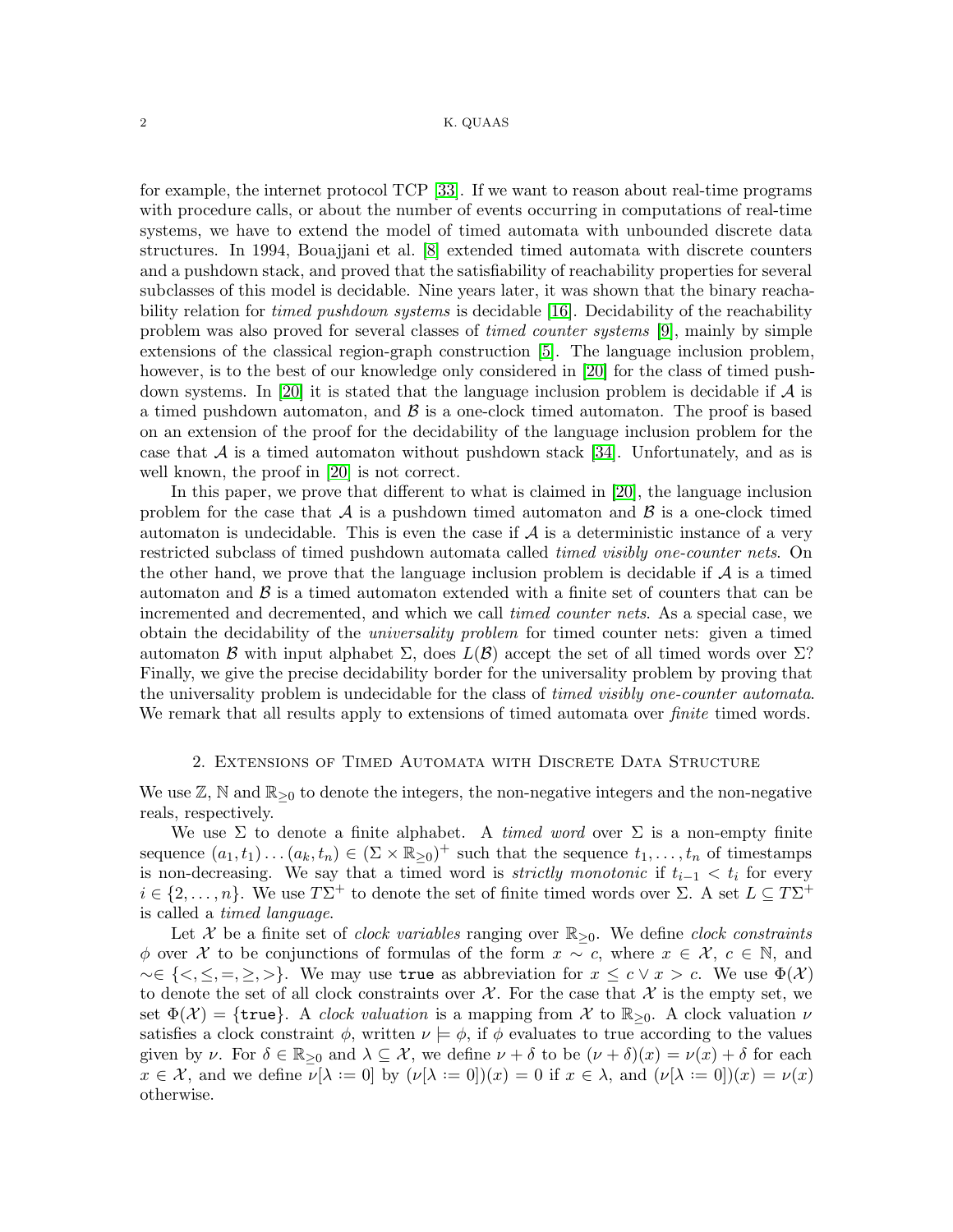for example, the internet protocol TCP [33]. If we want to reason about real-time programs with procedure calls, or about the number of events occurring in computations of real-time systems, we have to extend the model of timed automata with unbounded discrete data structures. In 1994, Bouajjani et al. [8] extended timed automata with discrete counters and a pushdown stack, and proved that the satisfiability of reachability properties for several subclasses of this model is decidable. Nine years later, it was shown that the binary reachability relation for *timed pushdown systems* is decidable [16]. Decidability of the reachability problem was also proved for several classes of *timed counter systems* [9], mainly by simple extensions of the classical region-graph construction [5]. The language inclusion problem, however, is to the best of our knowledge only considered in [20] for the class of timed pushdown systems. In [20] it is stated that the language inclusion problem is decidable if $\mathcal{A}$ is a timed pushdown automaton, and $\mathcal{B}$ is a one-clock timed automaton. The proof is based on an extension of the proof for the decidability of the language inclusion problem for the case that $\mathcal{A}$ is a timed automaton without pushdown stack [34]. Unfortunately, and as is well known, the proof in [20] is not correct.

In this paper, we prove that different to what is claimed in [20], the language inclusion problem for the case that $\mathcal{A}$ is a pushdown timed automaton and $\mathcal{B}$ is a one-clock timed automaton is undecidable. This is even the case if $\mathcal{A}$ is a deterministic instance of a very restricted subclass of timed pushdown automata called *timed visibly one-counter nets*. On the other hand, we prove that the language inclusion problem is decidable if $\mathcal{A}$ is a timed automaton and $\mathcal{B}$ is a timed automaton extended with a finite set of counters that can be incremented and decremented, and which we call *timed counter nets*. As a special case, we obtain the decidability of the *universality problem* for timed counter nets: given a timed automaton $\mathcal{B}$ with input alphabet $\Sigma$, does $L(\mathcal{B})$ accept the set of all timed words over $\Sigma$? Finally, we give the precise decidability border for the universality problem by proving that the universality problem is undecidable for the class of *timed visibly one-counter automata*. We remark that all results apply to extensions of timed automata over *finite* timed words.

## 2. Extensions of Timed Automata with Discrete Data Structure

We use $\mathbb{Z}$, $\mathbb{N}$ and $\mathbb{R}_{\geq 0}$ to denote the integers, the non-negative integers and the non-negative reals, respectively.

We use $\Sigma$ to denote a finite alphabet. A *timed word* over $\Sigma$ is a non-empty finite sequence $(a_1, t_1) \dots (a_k, t_n) \in (\Sigma \times \mathbb{R}_{\geq 0})^+$ such that the sequence $t_1, \dots, t_n$ of timestamps is non-decreasing. We say that a timed word is *strictly monotonic* if $t_{i-1} < t_i$ for every $i \in \{2, \dots, n\}$. We use $T\Sigma^+$ to denote the set of finite timed words over $\Sigma$. A set $L \subseteq T\Sigma^+$ is called a *timed language*.

Let $\mathcal{X}$ be a finite set of *clock variables* ranging over $\mathbb{R}_{\geq 0}$. We define *clock constraints* $\phi$ over $\mathcal{X}$ to be conjunctions of formulas of the form $x \sim c$, where $x \in \mathcal{X}$, $c \in \mathbb{N}$, and $\sim \in \{<, \leq, =, \geq, >\}$. We may use `true` as abbreviation for $x \leq c \vee x > c$. We use $\Phi(\mathcal{X})$ to denote the set of all clock constraints over $\mathcal{X}$. For the case that $\mathcal{X}$ is the empty set, we set $\Phi(\mathcal{X}) = \{\texttt{true}\}$. A *clock valuation* is a mapping from $\mathcal{X}$ to $\mathbb{R}_{\geq 0}$. A clock valuation $\nu$ satisfies a clock constraint $\phi$, written $\nu \models \phi$, if $\phi$ evaluates to true according to the values given by $\nu$. For $\delta \in \mathbb{R}_{\geq 0}$ and $\lambda \subseteq \mathcal{X}$, we define $\nu + \delta$ to be $(\nu + \delta)(x) = \nu(x) + \delta$ for each $x \in \mathcal{X}$, and we define $\nu[\lambda := 0]$ by $(\nu[\lambda := 0])(x) = 0$ if $x \in \lambda$, and $(\nu[\lambda := 0])(x) = \nu(x)$ otherwise.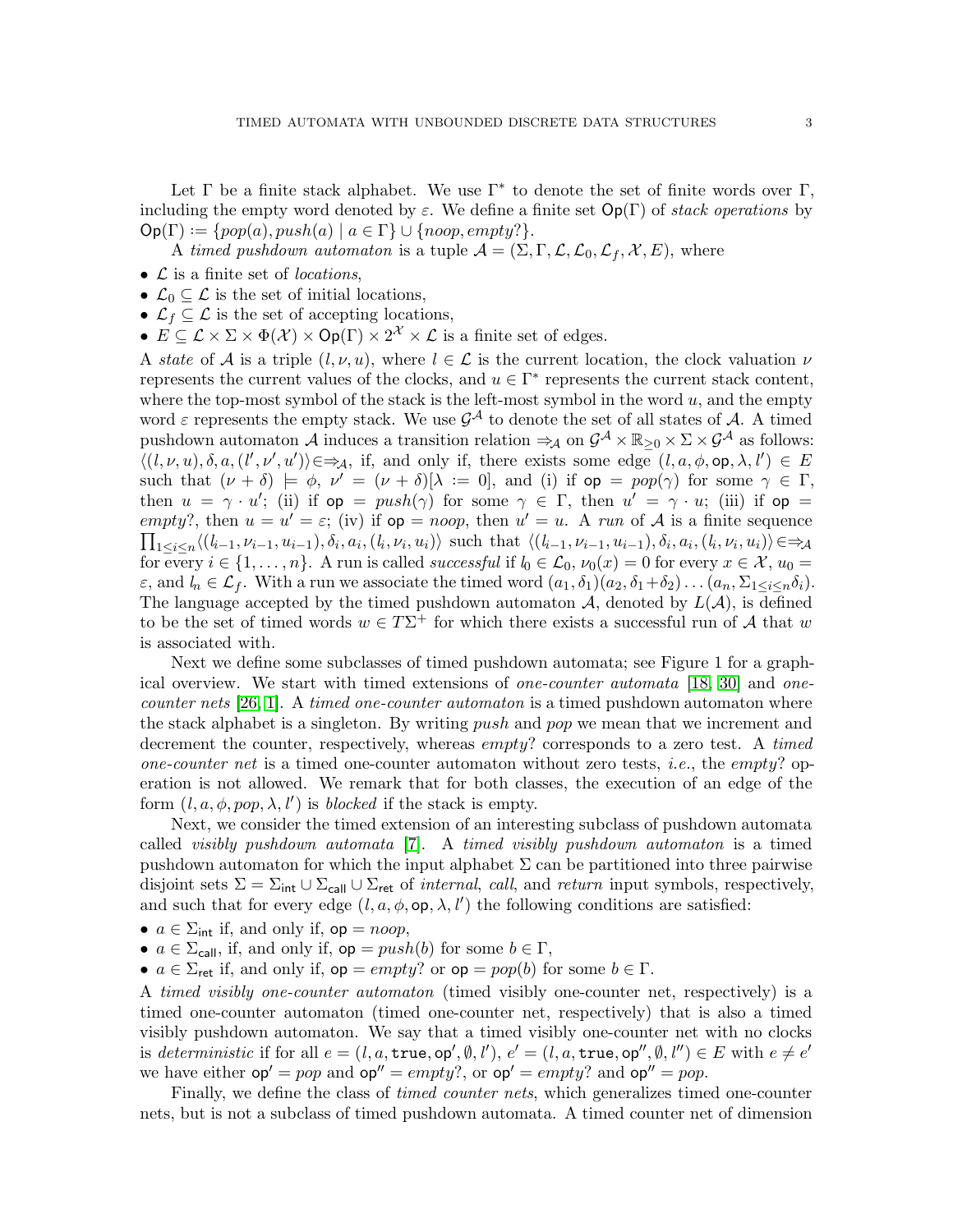Let $\Gamma$ be a finite stack alphabet. We use $\Gamma^*$ to denote the set of finite words over $\Gamma$, including the empty word denoted by $\varepsilon$. We define a finite set $\mathsf{Op}(\Gamma)$ of *stack operations* by $\mathsf{Op}(\Gamma) := \{pop(a), push(a) \mid a \in \Gamma\} \cup \{noop, empty?\}$.

A *timed pushdown automaton* is a tuple $\mathcal{A} = (\Sigma, \Gamma, \mathcal{L}, \mathcal{L}_0, \mathcal{L}_f, \mathcal{X}, E)$, where

- $\mathcal{L}$ is a finite set of *locations*,
- $\mathcal{L}_0 \subseteq \mathcal{L}$ is the set of initial locations,
- $\mathcal{L}_f \subseteq \mathcal{L}$ is the set of accepting locations,
- $E \subseteq \mathcal{L} \times \Sigma \times \Phi(\mathcal{X}) \times \mathsf{Op}(\Gamma) \times 2^{\mathcal{X}} \times \mathcal{L}$ is a finite set of edges.

A *state* of $\mathcal{A}$ is a triple $(l, \nu, u)$, where $l \in \mathcal{L}$ is the current location, the clock valuation $\nu$ represents the current values of the clocks, and $u \in \Gamma^*$ represents the current stack content, where the top-most symbol of the stack is the left-most symbol in the word $u$, and the empty word $\varepsilon$ represents the empty stack. We use $\mathcal{G}^{\mathcal{A}}$ to denote the set of all states of $\mathcal{A}$. A timed pushdown automaton $\mathcal{A}$ induces a transition relation $\Rightarrow_{\mathcal{A}}$ on $\mathcal{G}^{\mathcal{A}} \times \mathbb{R}_{\geq 0} \times \Sigma \times \mathcal{G}^{\mathcal{A}}$ as follows: $\langle (l, \nu, u), \delta, a, (l', \nu', u') \rangle \in \Rightarrow_{\mathcal{A}}$, if, and only if, there exists some edge $(l, a, \phi, \mathsf{op}, \lambda, l') \in E$ such that $(\nu + \delta) \models \phi$, $\nu' = (\nu + \delta)[\lambda := 0]$, and (i) if $\mathsf{op} = pop(\gamma)$ for some $\gamma \in \Gamma$, then $u = \gamma \cdot u'$; (ii) if $\mathsf{op} = push(\gamma)$ for some $\gamma \in \Gamma$, then $u' = \gamma \cdot u$; (iii) if $\mathsf{op} = empty?$, then $u = u' = \varepsilon$; (iv) if $\mathsf{op} = noop$, then $u' = u$. A *run* of $\mathcal{A}$ is a finite sequence $\prod_{1 \leq i \leq n} \langle (l_{i-1}, \nu_{i-1}, u_{i-1}), \delta_i, a_i, (l_i, \nu_i, u_i) \rangle$ such that $\langle (l_{i-1}, \nu_{i-1}, u_{i-1}), \delta_i, a_i, (l_i, \nu_i, u_i) \rangle \in \Rightarrow_{\mathcal{A}}$ for every $i \in \{1, \ldots, n\}$. A run is called *successful* if $l_0 \in \mathcal{L}_0$, $\nu_0(x) = 0$ for every $x \in \mathcal{X}$, $u_0 = \varepsilon$, and $l_n \in \mathcal{L}_f$. With a run we associate the timed word $(a_1, \delta_1)(a_2, \delta_1 + \delta_2) \ldots (a_n, \Sigma_{1 \leq i \leq n} \delta_i)$. The language accepted by the timed pushdown automaton $\mathcal{A}$, denoted by $L(\mathcal{A})$, is defined to be the set of timed words $w \in T\Sigma^+$ for which there exists a successful run of $\mathcal{A}$ that $w$ is associated with.

Next we define some subclasses of timed pushdown automata; see Figure 1 for a graphical overview. We start with timed extensions of *one-counter automata* [18, 30] and *one-counter nets* [26, 1]. A *timed one-counter automaton* is a timed pushdown automaton where the stack alphabet is a singleton. By writing *push* and *pop* we mean that we increment and decrement the counter, respectively, whereas *empty?* corresponds to a zero test. A *timed one-counter net* is a timed one-counter automaton without zero tests, *i.e.*, the *empty?* operation is not allowed. We remark that for both classes, the execution of an edge of the form $(l, a, \phi, pop, \lambda, l')$ is *blocked* if the stack is empty.

Next, we consider the timed extension of an interesting subclass of pushdown automata called *visibly pushdown automata* [7]. A *timed visibly pushdown automaton* is a timed pushdown automaton for which the input alphabet $\Sigma$ can be partitioned into three pairwise disjoint sets $\Sigma = \Sigma_{\mathsf{int}} \cup \Sigma_{\mathsf{call}} \cup \Sigma_{\mathsf{ret}}$ of *internal*, *call*, and *return* input symbols, respectively, and such that for every edge $(l, a, \phi, \mathsf{op}, \lambda, l')$ the following conditions are satisfied:

- $a \in \Sigma_{\mathsf{int}}$ if, and only if, $\mathsf{op} = noop$,
- $a \in \Sigma_{\mathsf{call}}$, if, and only if, $\mathsf{op} = push(b)$ for some $b \in \Gamma$,
- $a \in \Sigma_{\mathsf{ret}}$ if, and only if, $\mathsf{op} = empty?$ or $\mathsf{op} = pop(b)$ for some $b \in \Gamma$.

A *timed visibly one-counter automaton* (timed visibly one-counter net, respectively) is a timed one-counter automaton (timed one-counter net, respectively) that is also a timed visibly pushdown automaton. We say that a timed visibly one-counter net with no clocks is *deterministic* if for all $e = (l, a, \mathtt{true}, \mathsf{op}', \emptyset, l')$, $e' = (l, a, \mathtt{true}, \mathsf{op}'', \emptyset, l'') \in E$ with $e \neq e'$ we have either $\mathsf{op}' = pop$ and $\mathsf{op}'' = empty?$, or $\mathsf{op}' = empty?$ and $\mathsf{op}'' = pop$.

Finally, we define the class of *timed counter nets*, which generalizes timed one-counter nets, but is not a subclass of timed pushdown automata. A timed counter net of dimension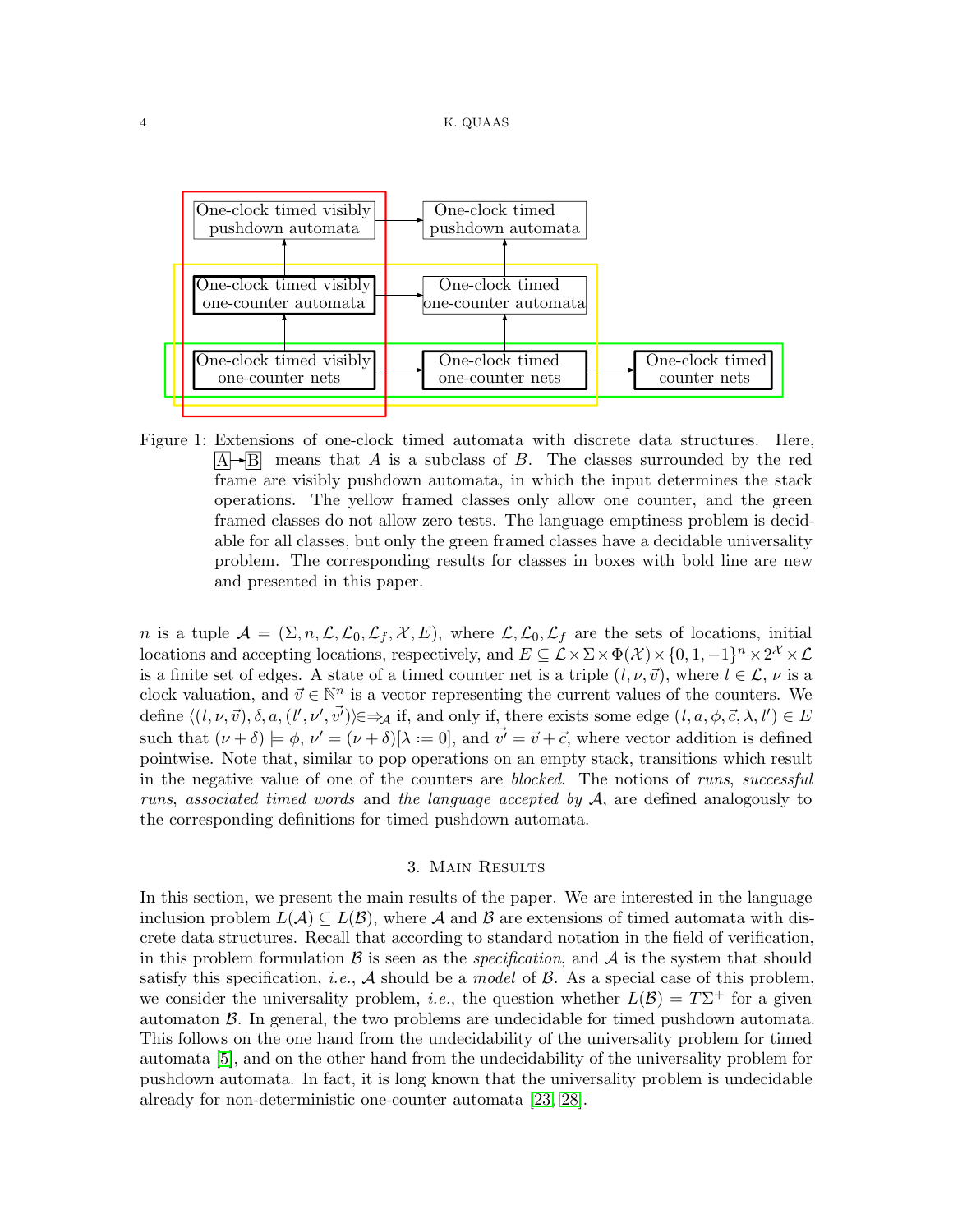Figure 1: Extensions of one-clock timed automata with discrete data structures. Here, A→B means that $A$ is a subclass of $B$. The classes surrounded by the red frame are visibly pushdown automata, in which the input determines the stack operations. The yellow framed classes only allow one counter, and the green framed classes do not allow zero tests. The language emptiness problem is decidable for all classes, but only the green framed classes have a decidable universality problem. The corresponding results for classes in boxes with bold line are new and presented in this paper.

$n$ is a tuple $\mathcal{A} = (\Sigma, n, \mathcal{L}, \mathcal{L}_0, \mathcal{L}_f, \mathcal{X}, E)$, where $\mathcal{L}, \mathcal{L}_0, \mathcal{L}_f$ are the sets of locations, initial locations and accepting locations, respectively, and $E \subseteq \mathcal{L} \times \Sigma \times \Phi(\mathcal{X}) \times \{0, 1, -1\}^n \times 2^{\mathcal{X}} \times \mathcal{L}$ is a finite set of edges. A state of a timed counter net is a triple $(l, \nu, \vec{v})$, where $l \in \mathcal{L}$, $\nu$ is a clock valuation, and $\vec{v} \in \mathbb{N}^n$ is a vector representing the current values of the counters. We define $\langle (l, \nu, \vec{v}), \delta, a, (l', \nu', \vec{v'}) \rangle \in \Rightarrow_{\mathcal{A}}$ if, and only if, there exists some edge $(l, a, \phi, \vec{c}, \lambda, l') \in E$ such that $(\nu + \delta) \models \phi$, $\nu' = (\nu + \delta)[\lambda := 0]$, and $\vec{v'} = \vec{v} + \vec{c}$, where vector addition is defined pointwise. Note that, similar to pop operations on an empty stack, transitions which result in the negative value of one of the counters are *blocked*. The notions of *runs*, *successful runs*, *associated timed words* and *the language accepted by* $\mathcal{A}$, are defined analogously to the corresponding definitions for timed pushdown automata.

## 3. Main Results

In this section, we present the main results of the paper. We are interested in the language inclusion problem $L(\mathcal{A}) \subseteq L(\mathcal{B})$, where $\mathcal{A}$ and $\mathcal{B}$ are extensions of timed automata with discrete data structures. Recall that according to standard notation in the field of verification, in this problem formulation $\mathcal{B}$ is seen as the *specification*, and $\mathcal{A}$ is the system that should satisfy this specification, *i.e.*, $\mathcal{A}$ should be a *model* of $\mathcal{B}$. As a special case of this problem, we consider the universality problem, *i.e.*, the question whether $L(\mathcal{B}) = T\Sigma^+$ for a given automaton $\mathcal{B}$. In general, the two problems are undecidable for timed pushdown automata. This follows on the one hand from the undecidability of the universality problem for timed automata [5], and on the other hand from the undecidability of the universality problem for pushdown automata. In fact, it is long known that the universality problem is undecidable already for non-deterministic one-counter automata [23, 28].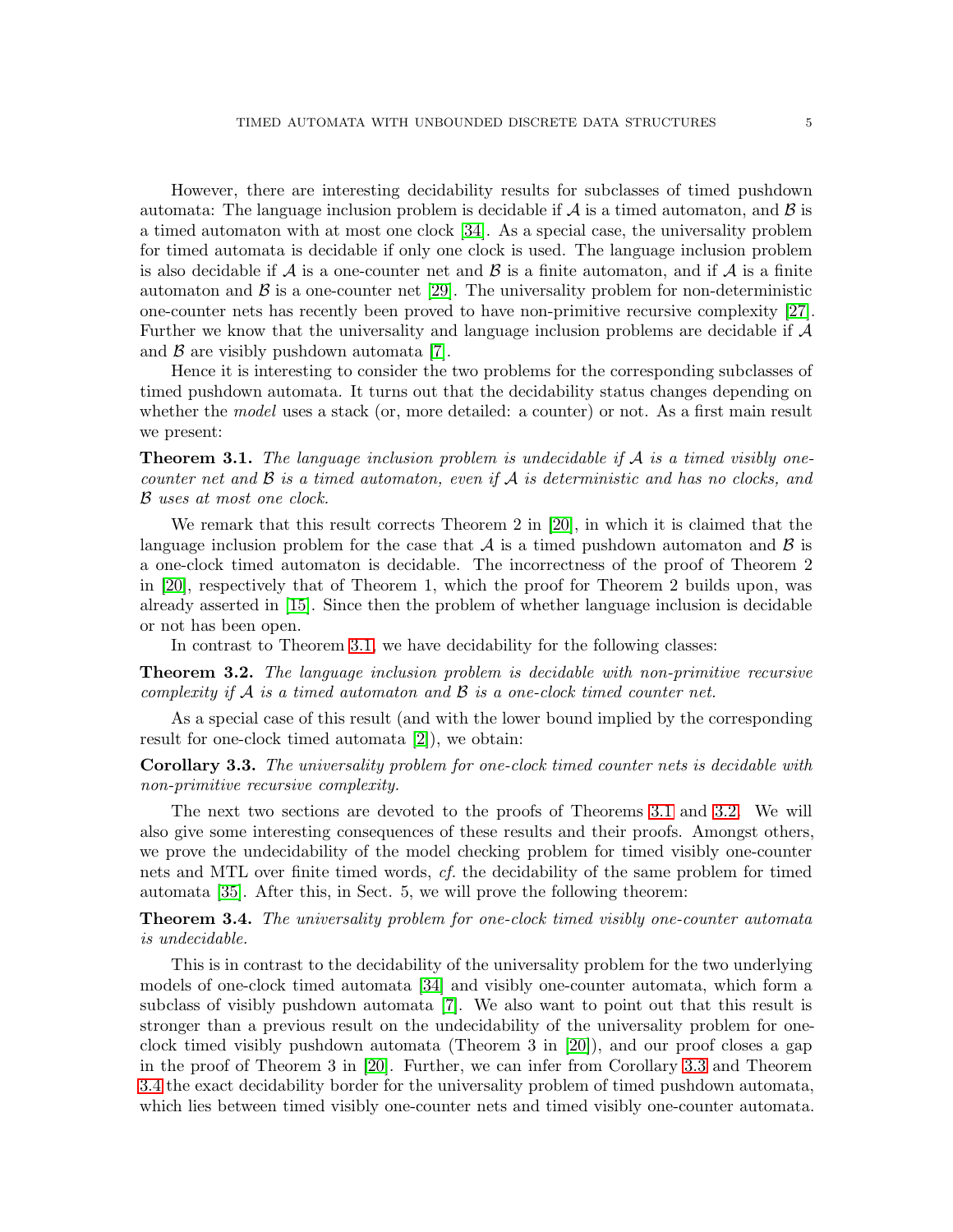However, there are interesting decidability results for subclasses of timed pushdown automata: The language inclusion problem is decidable if $\mathcal{A}$ is a timed automaton, and $\mathcal{B}$ is a timed automaton with at most one clock [34]. As a special case, the universality problem for timed automata is decidable if only one clock is used. The language inclusion problem is also decidable if $\mathcal{A}$ is a one-counter net and $\mathcal{B}$ is a finite automaton, and if $\mathcal{A}$ is a finite automaton and $\mathcal{B}$ is a one-counter net [29]. The universality problem for non-deterministic one-counter nets has recently been proved to have non-primitive recursive complexity [27]. Further we know that the universality and language inclusion problems are decidable if $\mathcal{A}$ and $\mathcal{B}$ are visibly pushdown automata [7].

Hence it is interesting to consider the two problems for the corresponding subclasses of timed pushdown automata. It turns out that the decidability status changes depending on whether the *model* uses a stack (or, more detailed: a counter) or not. As a first main result we present:

**Theorem 3.1.** *The language inclusion problem is undecidable if $\mathcal{A}$ is a timed visibly one-counter net and $\mathcal{B}$ is a timed automaton, even if $\mathcal{A}$ is deterministic and has no clocks, and $\mathcal{B}$ uses at most one clock.*

We remark that this result corrects Theorem 2 in [20], in which it is claimed that the language inclusion problem for the case that $\mathcal{A}$ is a timed pushdown automaton and $\mathcal{B}$ is a one-clock timed automaton is decidable. The incorrectness of the proof of Theorem 2 in [20], respectively that of Theorem 1, which the proof for Theorem 2 builds upon, was already asserted in [15]. Since then the problem of whether language inclusion is decidable or not has been open.

In contrast to Theorem 3.1, we have decidability for the following classes:

**Theorem 3.2.** *The language inclusion problem is decidable with non-primitive recursive complexity if $\mathcal{A}$ is a timed automaton and $\mathcal{B}$ is a one-clock timed counter net.*

As a special case of this result (and with the lower bound implied by the corresponding result for one-clock timed automata [2]), we obtain:

**Corollary 3.3.** *The universality problem for one-clock timed counter nets is decidable with non-primitive recursive complexity.*

The next two sections are devoted to the proofs of Theorems 3.1 and 3.2. We will also give some interesting consequences of these results and their proofs. Amongst others, we prove the undecidability of the model checking problem for timed visibly one-counter nets and MTL over finite timed words, *cf.* the decidability of the same problem for timed automata [35]. After this, in Sect. 5, we will prove the following theorem:

**Theorem 3.4.** *The universality problem for one-clock timed visibly one-counter automata is undecidable.*

This is in contrast to the decidability of the universality problem for the two underlying models of one-clock timed automata [34] and visibly one-counter automata, which form a subclass of visibly pushdown automata [7]. We also want to point out that this result is stronger than a previous result on the undecidability of the universality problem for one-clock timed visibly pushdown automata (Theorem 3 in [20]), and our proof closes a gap in the proof of Theorem 3 in [20]. Further, we can infer from Corollary 3.3 and Theorem 3.4 the exact decidability border for the universality problem of timed pushdown automata, which lies between timed visibly one-counter nets and timed visibly one-counter automata.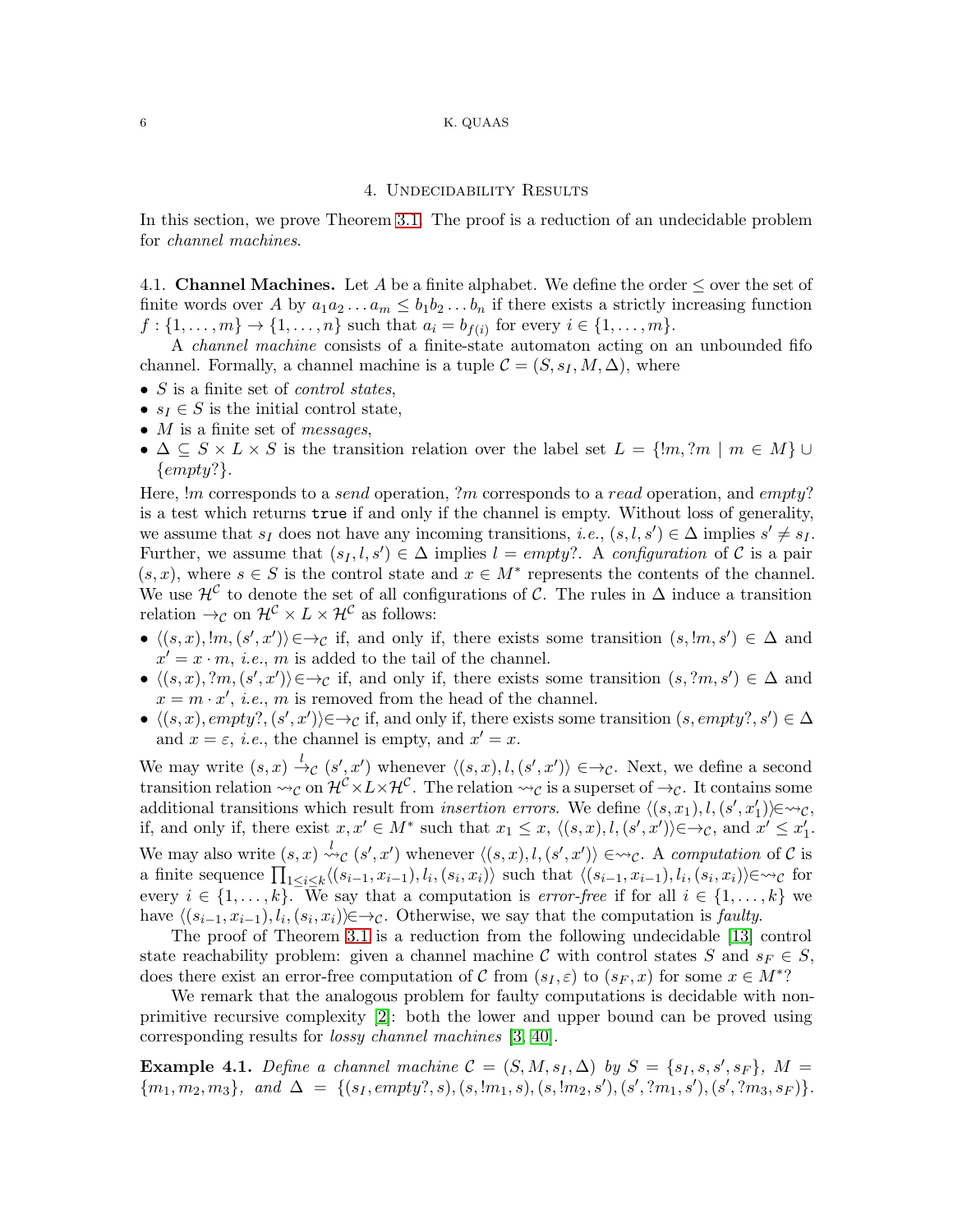## 4. Undecidability Results

In this section, we prove Theorem 3.1. The proof is a reduction of an undecidable problem for *channel machines*.

### 4.1. Channel Machines.

Let $A$ be a finite alphabet. We define the order $\leq$ over the set of finite words over $A$ by $a_1a_2\dots a_m \leq b_1b_2\dots b_n$ if there exists a strictly increasing function $f : \{1,\dots,m\} \to \{1,\dots,n\}$ such that $a_i = b_{f(i)}$ for every $i \in \{1,\dots,m\}$.

A *channel machine* consists of a finite-state automaton acting on an unbounded fifo channel. Formally, a channel machine is a tuple $\mathcal{C} = (S, s_I, M, \Delta)$, where

- $S$ is a finite set of *control states*,
- $s_I \in S$ is the initial control state,
- $M$ is a finite set of *messages*,
- $\Delta \subseteq S \times L \times S$ is the transition relation over the label set $L = \{!m, ?m \mid m \in M\} \cup \{\mathit{empty}?\}$.

Here, $!m$ corresponds to a *send* operation, $?m$ corresponds to a *read* operation, and $\mathit{empty}?$ is a test which returns `true` if and only if the channel is empty. Without loss of generality, we assume that $s_I$ does not have any incoming transitions, *i.e.*, $(s, l, s') \in \Delta$ implies $s' \neq s_I$. Further, we assume that $(s_I, l, s') \in \Delta$ implies $l = \mathit{empty}?$. A *configuration* of $\mathcal{C}$ is a pair $(s, x)$, where $s \in S$ is the control state and $x \in M^*$ represents the contents of the channel. We use $\mathcal{H}^{\mathcal{C}}$ to denote the set of all configurations of $\mathcal{C}$. The rules in $\Delta$ induce a transition relation $\to_{\mathcal{C}}$ on $\mathcal{H}^{\mathcal{C}} \times L \times \mathcal{H}^{\mathcal{C}}$ as follows:

- $\langle (s,x), !m, (s',x') \rangle \in \to_{\mathcal{C}}$ if, and only if, there exists some transition $(s, !m, s') \in \Delta$ and $x' = x \cdot m$, *i.e.*, $m$ is added to the tail of the channel.
- $\langle (s,x), ?m, (s',x') \rangle \in \to_{\mathcal{C}}$ if, and only if, there exists some transition $(s, ?m, s') \in \Delta$ and $x = m \cdot x'$, *i.e.*, $m$ is removed from the head of the channel.
- $\langle (s,x), \mathit{empty}?, (s',x') \rangle \in \to_{\mathcal{C}}$ if, and only if, there exists some transition $(s, \mathit{empty}?, s') \in \Delta$ and $x = \varepsilon$, *i.e.*, the channel is empty, and $x' = x$.

We may write $(s,x) \xrightarrow{l}_{\mathcal{C}} (s',x')$ whenever $\langle (s,x), l, (s',x') \rangle \in \to_{\mathcal{C}}$. Next, we define a second transition relation $\rightsquigarrow_{\mathcal{C}}$ on $\mathcal{H}^{\mathcal{C}} \times L \times \mathcal{H}^{\mathcal{C}}$. The relation $\rightsquigarrow_{\mathcal{C}}$ is a superset of $\to_{\mathcal{C}}$. It contains some additional transitions which result from *insertion errors*. We define $\langle (s,x_1), l, (s',x_1') \rangle \in \rightsquigarrow_{\mathcal{C}}$, if, and only if, there exist $x, x' \in M^*$ such that $x_1 \leq x$, $\langle (s,x), l, (s',x') \rangle \in \to_{\mathcal{C}}$, and $x' \leq x_1'$. We may also write $(s,x) \overset{l}{\rightsquigarrow}_{\mathcal{C}} (s',x')$ whenever $\langle (s,x), l, (s',x') \rangle \in \rightsquigarrow_{\mathcal{C}}$. A *computation* of $\mathcal{C}$ is a finite sequence $\prod_{1 \leq i \leq k} \langle (s_{i-1}, x_{i-1}), l_i, (s_i, x_i) \rangle$ such that $\langle (s_{i-1}, x_{i-1}), l_i, (s_i, x_i) \rangle \in \rightsquigarrow_{\mathcal{C}}$ for every $i \in \{1,\dots,k\}$. We say that a computation is *error-free* if for all $i \in \{1,\dots,k\}$ we have $\langle (s_{i-1}, x_{i-1}), l_i, (s_i, x_i) \rangle \in \to_{\mathcal{C}}$. Otherwise, we say that the computation is *faulty*.

The proof of Theorem 3.1 is a reduction from the following undecidable [13] control state reachability problem: given a channel machine $\mathcal{C}$ with control states $S$ and $s_F \in S$, does there exist an error-free computation of $\mathcal{C}$ from $(s_I, \varepsilon)$ to $(s_F, x)$ for some $x \in M^*$?

We remark that the analogous problem for faulty computations is decidable with non-primitive recursive complexity [2]: both the lower and upper bound can be proved using corresponding results for *lossy channel machines* [3, 40].

**Example 4.1.** *Define a channel machine $\mathcal{C} = (S, M, s_I, \Delta)$ by $S = \{s_I, s, s', s_F\}$, $M = \{m_1, m_2, m_3\}$, and $\Delta = \{(s_I, \mathit{empty}?, s), (s, !m_1, s), (s, !m_2, s'), (s', ?m_1, s'), (s', ?m_3, s_F)\}$.*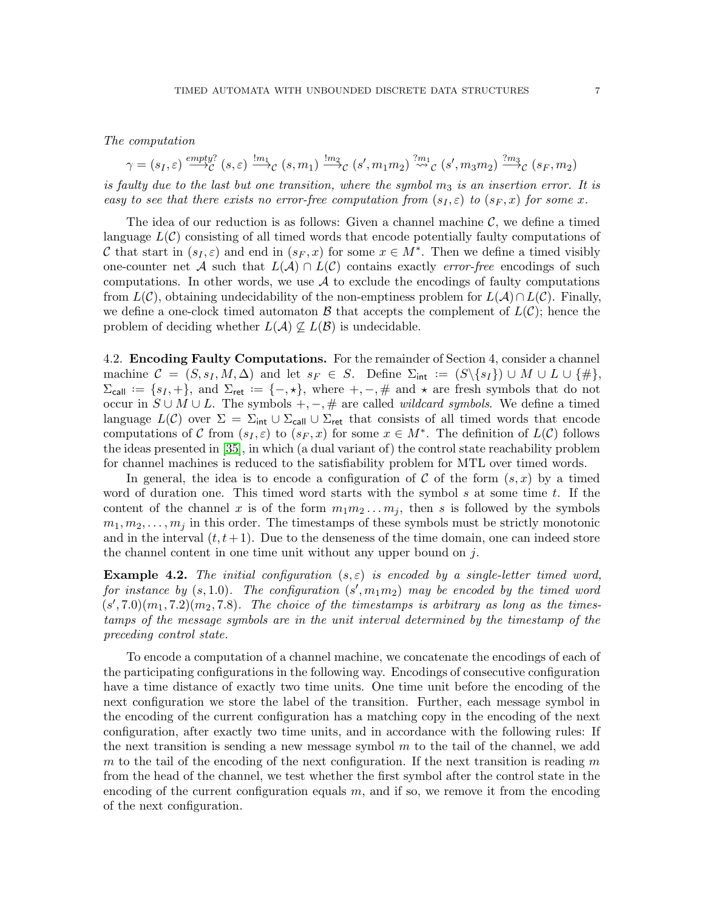*The computation*

$$\gamma = (s_I, \varepsilon) \xrightarrow{empty?}_{\mathcal{C}} (s, \varepsilon) \xrightarrow{!m_1}_{\mathcal{C}} (s, m_1) \xrightarrow{!m_2}_{\mathcal{C}} (s', m_1 m_2) \overset{?m_1}{\rightsquigarrow}_{\mathcal{C}} (s', m_3 m_2) \xrightarrow{?m_3}_{\mathcal{C}} (s_F, m_2)$$

*is faulty due to the last but one transition, where the symbol $m_3$ is an insertion error. It is easy to see that there exists no error-free computation from $(s_I, \varepsilon)$ to $(s_F, x)$ for some $x$.*

The idea of our reduction is as follows: Given a channel machine $\mathcal{C}$, we define a timed language $L(\mathcal{C})$ consisting of all timed words that encode potentially faulty computations of $\mathcal{C}$ that start in $(s_I, \varepsilon)$ and end in $(s_F, x)$ for some $x \in M^*$. Then we define a timed visibly one-counter net $\mathcal{A}$ such that $L(\mathcal{A}) \cap L(\mathcal{C})$ contains exactly *error-free* encodings of such computations. In other words, we use $\mathcal{A}$ to exclude the encodings of faulty computations from $L(\mathcal{C})$, obtaining undecidability of the non-emptiness problem for $L(\mathcal{A}) \cap L(\mathcal{C})$. Finally, we define a one-clock timed automaton $\mathcal{B}$ that accepts the complement of $L(\mathcal{C})$; hence the problem of deciding whether $L(\mathcal{A}) \not\subseteq L(\mathcal{B})$ is undecidable.

## 4.2. Encoding Faulty Computations.

For the remainder of Section 4, consider a channel machine $\mathcal{C} = (S, s_I, M, \Delta)$ and let $s_F \in S$. Define $\Sigma_{\mathsf{int}} := (S \backslash \{s_I\}) \cup M \cup L \cup \{\#\}$, $\Sigma_{\mathsf{call}} := \{s_I, +\}$, and $\Sigma_{\mathsf{ret}} := \{-, \star\}$, where $+, -, \#$ and $\star$ are fresh symbols that do not occur in $S \cup M \cup L$. The symbols $+, -, \#$ are called *wildcard symbols*. We define a timed language $L(\mathcal{C})$ over $\Sigma = \Sigma_{\mathsf{int}} \cup \Sigma_{\mathsf{call}} \cup \Sigma_{\mathsf{ret}}$ that consists of all timed words that encode computations of $\mathcal{C}$ from $(s_I, \varepsilon)$ to $(s_F, x)$ for some $x \in M^*$. The definition of $L(\mathcal{C})$ follows the ideas presented in [35], in which (a dual variant of) the control state reachability problem for channel machines is reduced to the satisfiability problem for MTL over timed words.

In general, the idea is to encode a configuration of $\mathcal{C}$ of the form $(s, x)$ by a timed word of duration one. This timed word starts with the symbol $s$ at some time $t$. If the content of the channel $x$ is of the form $m_1 m_2 \dots m_j$, then $s$ is followed by the symbols $m_1, m_2, \dots, m_j$ in this order. The timestamps of these symbols must be strictly monotonic and in the interval $(t, t+1)$. Due to the denseness of the time domain, one can indeed store the channel content in one time unit without any upper bound on $j$.

**Example 4.2.** *The initial configuration $(s, \varepsilon)$ is encoded by a single-letter timed word, for instance by $(s, 1.0)$. The configuration $(s', m_1 m_2)$ may be encoded by the timed word $(s', 7.0)(m_1, 7.2)(m_2, 7.8)$. The choice of the timestamps is arbitrary as long as the timestamps of the message symbols are in the unit interval determined by the timestamp of the preceding control state.*

To encode a computation of a channel machine, we concatenate the encodings of each of the participating configurations in the following way. Encodings of consecutive configuration have a time distance of exactly two time units. One time unit before the encoding of the next configuration we store the label of the transition. Further, each message symbol in the encoding of the current configuration has a matching copy in the encoding of the next configuration, after exactly two time units, and in accordance with the following rules: If the next transition is sending a new message symbol $m$ to the tail of the channel, we add $m$ to the tail of the encoding of the next configuration. If the next transition is reading $m$ from the head of the channel, we test whether the first symbol after the control state in the encoding of the current configuration equals $m$, and if so, we remove it from the encoding of the next configuration.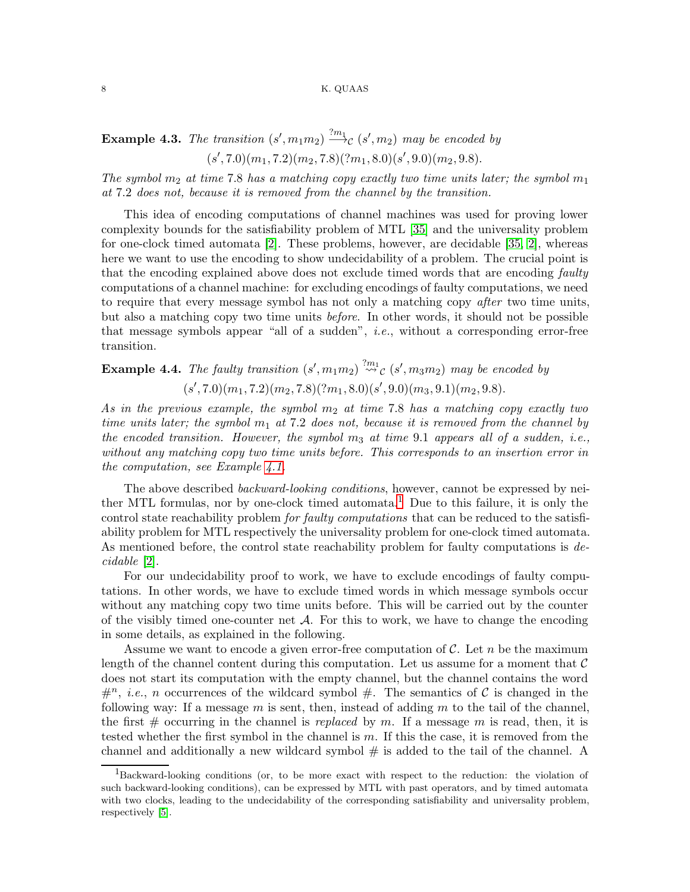**Example 4.3.** *The transition* $(s', m_1 m_2) \xrightarrow{?m_1}_{\mathcal{C}} (s', m_2)$ *may be encoded by*

$$(s', 7.0)(m_1, 7.2)(m_2, 7.8)(?m_1, 8.0)(s', 9.0)(m_2, 9.8).$$

*The symbol* $m_2$ *at time* 7.8 *has a matching copy exactly two time units later; the symbol* $m_1$ *at* 7.2 *does not, because it is removed from the channel by the transition.*

This idea of encoding computations of channel machines was used for proving lower complexity bounds for the satisfiability problem of MTL [35] and the universality problem for one-clock timed automata [2]. These problems, however, are decidable [35, 2], whereas here we want to use the encoding to show undecidability of a problem. The crucial point is that the encoding explained above does not exclude timed words that are encoding *faulty* computations of a channel machine: for excluding encodings of faulty computations, we need to require that every message symbol has not only a matching copy *after* two time units, but also a matching copy two time units *before*. In other words, it should not be possible that message symbols appear "all of a sudden", *i.e.*, without a corresponding error-free transition.

**Example 4.4.** *The faulty transition* $(s', m_1 m_2) \overset{?m_1}{\rightsquigarrow}_{\mathcal{C}} (s', m_3 m_2)$ *may be encoded by*

$$(s', 7.0)(m_1, 7.2)(m_2, 7.8)(?m_1, 8.0)(s', 9.0)(m_3, 9.1)(m_2, 9.8).$$

*As in the previous example, the symbol* $m_2$ *at time* 7.8 *has a matching copy exactly two time units later; the symbol* $m_1$ *at* 7.2 *does not, because it is removed from the channel by the encoded transition. However, the symbol* $m_3$ *at time* 9.1 *appears all of a sudden, i.e., without any matching copy two time units before. This corresponds to an insertion error in the computation, see Example 4.1.*

The above described *backward-looking conditions*, however, cannot be expressed by neither MTL formulas, nor by one-clock timed automata.[1] Due to this failure, it is only the control state reachability problem *for faulty computations* that can be reduced to the satisfiability problem for MTL respectively the universality problem for one-clock timed automata. As mentioned before, the control state reachability problem for faulty computations is *decidable* [2].

For our undecidability proof to work, we have to exclude encodings of faulty computations. In other words, we have to exclude timed words in which message symbols occur without any matching copy two time units before. This will be carried out by the counter of the visibly timed one-counter net $\mathcal{A}$. For this to work, we have to change the encoding in some details, as explained in the following.

Assume we want to encode a given error-free computation of $\mathcal{C}$. Let $n$ be the maximum length of the channel content during this computation. Let us assume for a moment that $\mathcal{C}$ does not start its computation with the empty channel, but the channel contains the word $\#^n$, *i.e.*, $n$ occurrences of the wildcard symbol $\#$. The semantics of $\mathcal{C}$ is changed in the following way: If a message $m$ is sent, then, instead of adding $m$ to the tail of the channel, the first $\#$ occurring in the channel is *replaced* by $m$. If a message $m$ is read, then, it is tested whether the first symbol in the channel is $m$. If this the case, it is removed from the channel and additionally a new wildcard symbol $\#$ is added to the tail of the channel. A

[1] Backward-looking conditions (or, to be more exact with respect to the reduction: the violation of such backward-looking conditions), can be expressed by MTL with past operators, and by timed automata with two clocks, leading to the undecidability of the corresponding satisfiability and universality problem, respectively [5].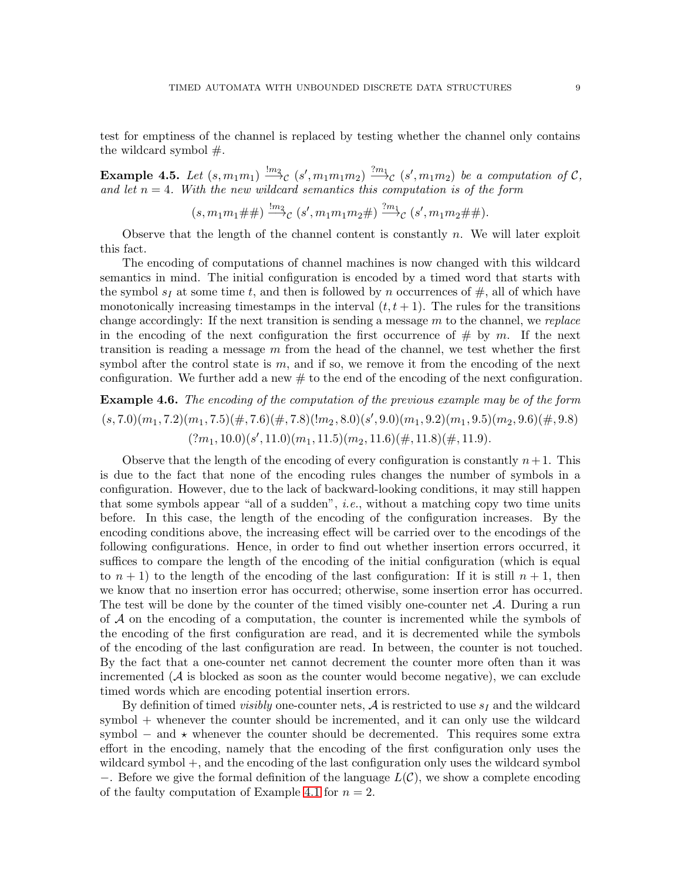test for emptiness of the channel is replaced by testing whether the channel only contains the wildcard symbol #.

**Example 4.5.** *Let* $(s, m_1m_1) \xrightarrow{!m_2}_{\mathcal{C}} (s', m_1m_1m_2) \xrightarrow{?m_1}_{\mathcal{C}} (s', m_1m_2)$ *be a computation of* $\mathcal{C}$*, and let* $n = 4$*. With the new wildcard semantics this computation is of the form*

$$(s, m_1m_1\#\#) \xrightarrow{!m_2}_{\mathcal{C}} (s', m_1m_1m_2\#) \xrightarrow{?m_1}_{\mathcal{C}} (s', m_1m_2\#\#).$$

Observe that the length of the channel content is constantly $n$. We will later exploit this fact.

The encoding of computations of channel machines is now changed with this wildcard semantics in mind. The initial configuration is encoded by a timed word that starts with the symbol $s_I$ at some time $t$, and then is followed by $n$ occurrences of #, all of which have monotonically increasing timestamps in the interval $(t, t+1)$. The rules for the transitions change accordingly: If the next transition is sending a message $m$ to the channel, we *replace* in the encoding of the next configuration the first occurrence of # by $m$. If the next transition is reading a message $m$ from the head of the channel, we test whether the first symbol after the control state is $m$, and if so, we remove it from the encoding of the next configuration. We further add a new # to the end of the encoding of the next configuration.

**Example 4.6.** *The encoding of the computation of the previous example may be of the form*

$$(s, 7.0)(m_1, 7.2)(m_1, 7.5)(\#, 7.6)(\#, 7.8)(!m_2, 8.0)(s', 9.0)(m_1, 9.2)(m_1, 9.5)(m_2, 9.6)(\#, 9.8)$$
$$(?m_1, 10.0)(s', 11.0)(m_1, 11.5)(m_2, 11.6)(\#, 11.8)(\#, 11.9).$$

Observe that the length of the encoding of every configuration is constantly $n+1$. This is due to the fact that none of the encoding rules changes the number of symbols in a configuration. However, due to the lack of backward-looking conditions, it may still happen that some symbols appear "all of a sudden", *i.e.*, without a matching copy two time units before. In this case, the length of the encoding of the configuration increases. By the encoding conditions above, the increasing effect will be carried over to the encodings of the following configurations. Hence, in order to find out whether insertion errors occurred, it suffices to compare the length of the encoding of the initial configuration (which is equal to $n+1$) to the length of the encoding of the last configuration: If it is still $n+1$, then we know that no insertion error has occurred; otherwise, some insertion error has occurred. The test will be done by the counter of the timed visibly one-counter net $\mathcal{A}$. During a run of $\mathcal{A}$ on the encoding of a computation, the counter is incremented while the symbols of the encoding of the first configuration are read, and it is decremented while the symbols of the encoding of the last configuration are read. In between, the counter is not touched. By the fact that a one-counter net cannot decrement the counter more often than it was incremented ($\mathcal{A}$ is blocked as soon as the counter would become negative), we can exclude timed words which are encoding potential insertion errors.

By definition of timed *visibly* one-counter nets, $\mathcal{A}$ is restricted to use $s_I$ and the wildcard symbol $+$ whenever the counter should be incremented, and it can only use the wildcard symbol $-$ and $\star$ whenever the counter should be decremented. This requires some extra effort in the encoding, namely that the encoding of the first configuration only uses the wildcard symbol $+$, and the encoding of the last configuration only uses the wildcard symbol $-$. Before we give the formal definition of the language $L(\mathcal{C})$, we show a complete encoding of the faulty computation of Example 4.1 for $n = 2$.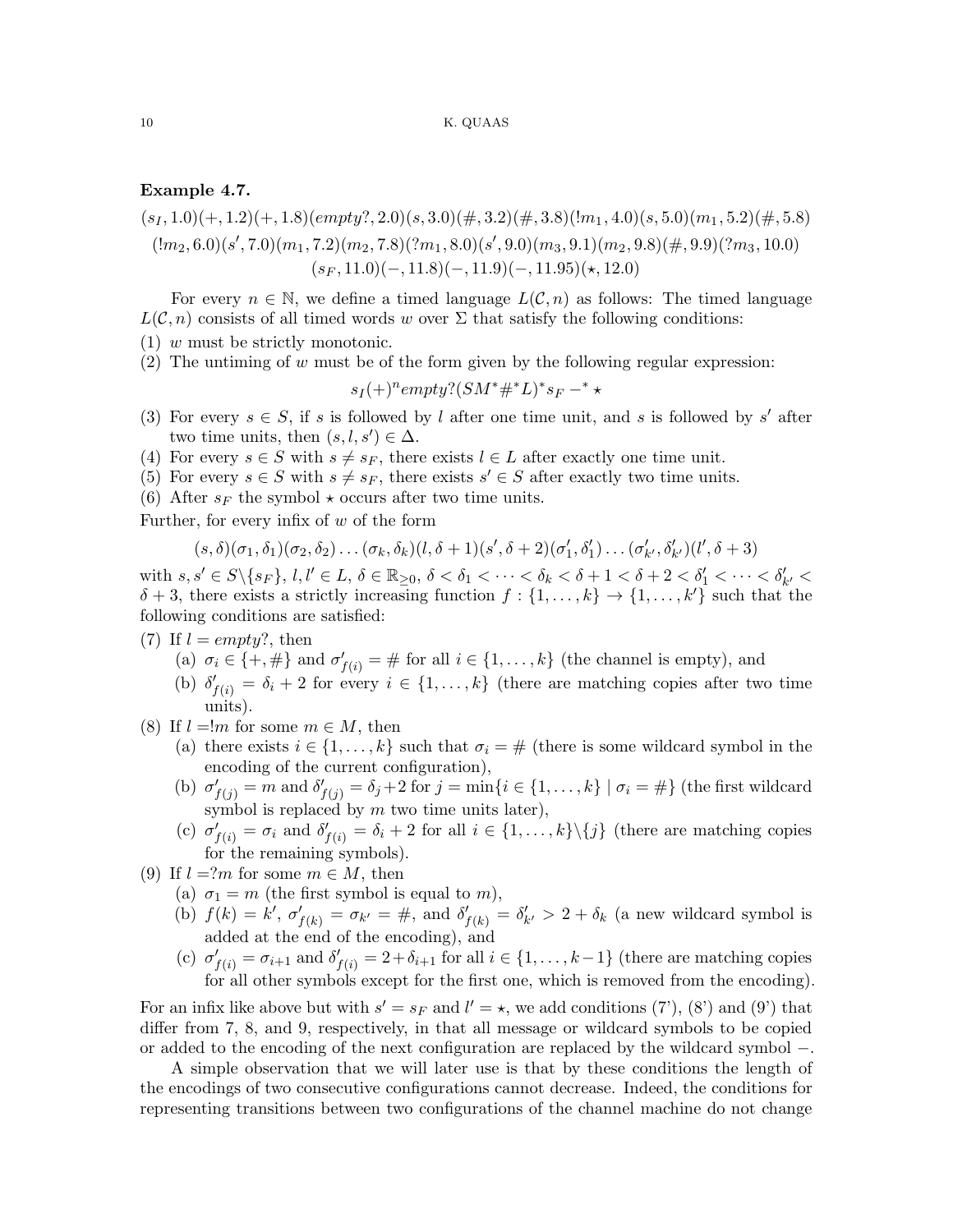**Example 4.7.**

$$(s_I, 1.0)(+, 1.2)(+, 1.8)(empty?, 2.0)(s, 3.0)(\#, 3.2)(\#, 3.8)(!m_1, 4.0)(s, 5.0)(m_1, 5.2)(\#, 5.8)$$
$$(!m_2, 6.0)(s', 7.0)(m_1, 7.2)(m_2, 7.8)(?m_1, 8.0)(s', 9.0)(m_3, 9.1)(m_2, 9.8)(\#, 9.9)(?m_3, 10.0)$$
$$(s_F, 11.0)(-, 11.8)(-, 11.9)(-, 11.95)(\star, 12.0)$$

For every $n \in \mathbb{N}$, we define a timed language $L(\mathcal{C}, n)$ as follows: The timed language $L(\mathcal{C}, n)$ consists of all timed words $w$ over $\Sigma$ that satisfy the following conditions:

(1) $w$ must be strictly monotonic.
(2) The untiming of $w$ must be of the form given by the following regular expression:
$$s_I (+)^n empty? (SM^* \#^* L)^* s_F -^* \star$$
(3) For every $s \in S$, if $s$ is followed by $l$ after one time unit, and $s$ is followed by $s'$ after two time units, then $(s, l, s') \in \Delta$.
(4) For every $s \in S$ with $s \neq s_F$, there exists $l \in L$ after exactly one time unit.
(5) For every $s \in S$ with $s \neq s_F$, there exists $s' \in S$ after exactly two time units.
(6) After $s_F$ the symbol $\star$ occurs after two time units.

Further, for every infix of $w$ of the form
$$(s, \delta)(\sigma_1, \delta_1)(\sigma_2, \delta_2) \dots (\sigma_k, \delta_k)(l, \delta + 1)(s', \delta + 2)(\sigma'_1, \delta'_1) \dots (\sigma'_{k'}, \delta'_{k'})(l', \delta + 3)$$
with $s, s' \in S \backslash \{s_F\}$, $l, l' \in L$, $\delta \in \mathbb{R}_{\geq 0}$, $\delta < \delta_1 < \dots < \delta_k < \delta + 1 < \delta + 2 < \delta'_1 < \dots < \delta'_{k'} < \delta + 3$, there exists a strictly increasing function $f : \{1, \dots, k\} \to \{1, \dots, k'\}$ such that the following conditions are satisfied:

(7) If $l = empty?$, then
  (a) $\sigma_i \in \{+, \#\}$ and $\sigma'_{f(i)} = \#$ for all $i \in \{1, \dots, k\}$ (the channel is empty), and
  (b) $\delta'_{f(i)} = \delta_i + 2$ for every $i \in \{1, \dots, k\}$ (there are matching copies after two time units).
(8) If $l = !m$ for some $m \in M$, then
  (a) there exists $i \in \{1, \dots, k\}$ such that $\sigma_i = \#$ (there is some wildcard symbol in the encoding of the current configuration),
  (b) $\sigma'_{f(j)} = m$ and $\delta'_{f(j)} = \delta_j + 2$ for $j = \min\{i \in \{1, \dots, k\} \mid \sigma_i = \#\}$ (the first wildcard symbol is replaced by $m$ two time units later),
  (c) $\sigma'_{f(i)} = \sigma_i$ and $\delta'_{f(i)} = \delta_i + 2$ for all $i \in \{1, \dots, k\} \backslash \{j\}$ (there are matching copies for the remaining symbols).
(9) If $l = ?m$ for some $m \in M$, then
  (a) $\sigma_1 = m$ (the first symbol is equal to $m$),
  (b) $f(k) = k'$, $\sigma'_{f(k)} = \sigma_{k'} = \#$, and $\delta'_{f(k)} = \delta'_{k'} > 2 + \delta_k$ (a new wildcard symbol is added at the end of the encoding), and
  (c) $\sigma'_{f(i)} = \sigma_{i+1}$ and $\delta'_{f(i)} = 2 + \delta_{i+1}$ for all $i \in \{1, \dots, k-1\}$ (there are matching copies for all other symbols except for the first one, which is removed from the encoding).

For an infix like above but with $s' = s_F$ and $l' = \star$, we add conditions (7'), (8') and (9') that differ from 7, 8, and 9, respectively, in that all message or wildcard symbols to be copied or added to the encoding of the next configuration are replaced by the wildcard symbol $-$.

A simple observation that we will later use is that by these conditions the length of the encodings of two consecutive configurations cannot decrease. Indeed, the conditions for representing transitions between two configurations of the channel machine do not change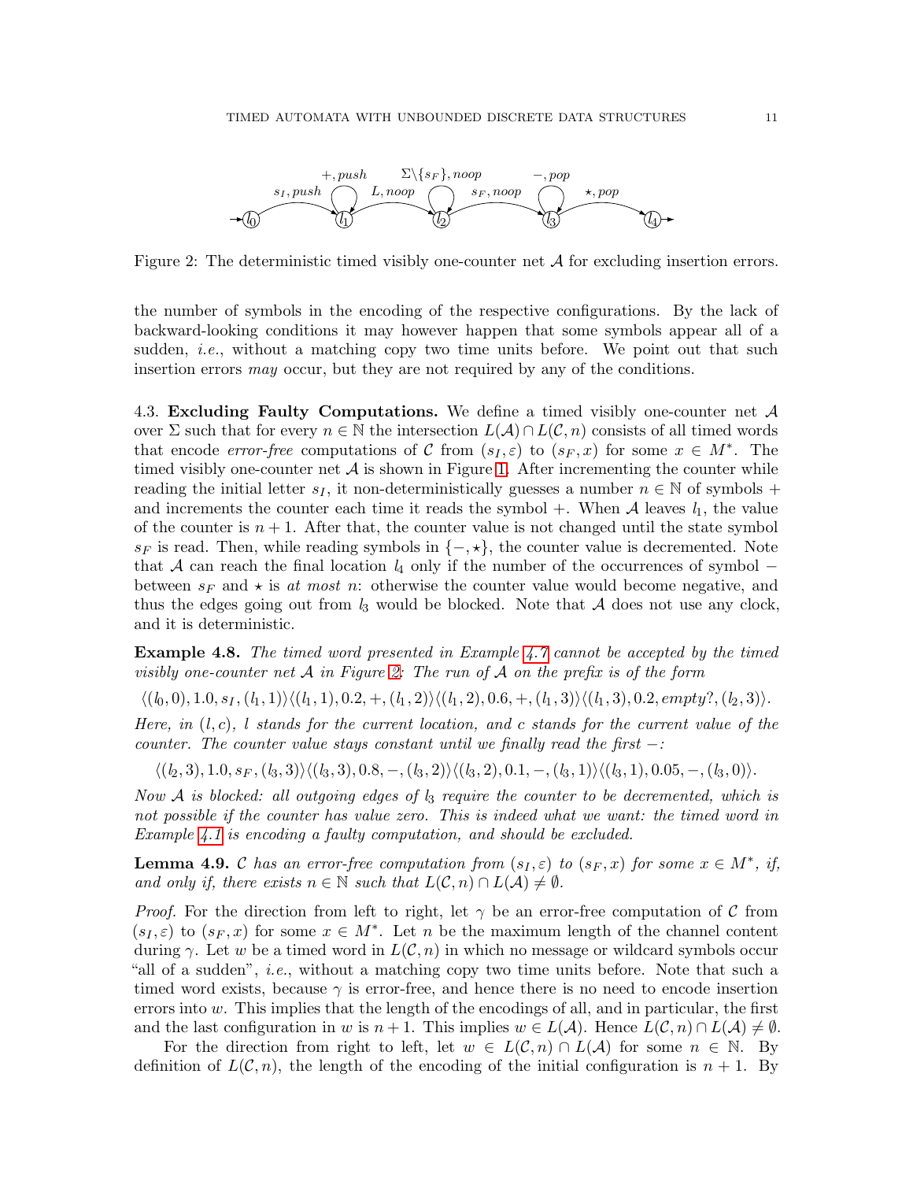Figure 2: The deterministic timed visibly one-counter net $\mathcal{A}$ for excluding insertion errors.

the number of symbols in the encoding of the respective configurations. By the lack of backward-looking conditions it may however happen that some symbols appear all of a sudden, *i.e.*, without a matching copy two time units before. We point out that such insertion errors *may* occur, but they are not required by any of the conditions.

4.3. **Excluding Faulty Computations.** We define a timed visibly one-counter net $\mathcal{A}$ over $\Sigma$ such that for every $n \in \mathbb{N}$ the intersection $L(\mathcal{A}) \cap L(\mathcal{C}, n)$ consists of all timed words that encode *error-free* computations of $\mathcal{C}$ from $(s_I, \varepsilon)$ to $(s_F, x)$ for some $x \in M^*$. The timed visibly one-counter net $\mathcal{A}$ is shown in Figure 1. After incrementing the counter while reading the initial letter $s_I$, it non-deterministically guesses a number $n \in \mathbb{N}$ of symbols $+$ and increments the counter each time it reads the symbol $+$. When $\mathcal{A}$ leaves $l_1$, the value of the counter is $n+1$. After that, the counter value is not changed until the state symbol $s_F$ is read. Then, while reading symbols in $\{-, \star\}$, the counter value is decremented. Note that $\mathcal{A}$ can reach the final location $l_4$ only if the number of the occurrences of symbol $-$ between $s_F$ and $\star$ is *at most* $n$: otherwise the counter value would become negative, and thus the edges going out from $l_3$ would be blocked. Note that $\mathcal{A}$ does not use any clock, and it is deterministic.

**Example 4.8.** *The timed word presented in Example 4.7 cannot be accepted by the timed visibly one-counter net $\mathcal{A}$ in Figure 2: The run of $\mathcal{A}$ on the prefix is of the form*

$$\langle(l_0, 0), 1.0, s_I, (l_1, 1)\rangle\langle(l_1, 1), 0.2, +, (l_1, 2)\rangle\langle(l_1, 2), 0.6, +, (l_1, 3)\rangle\langle(l_1, 3), 0.2, empty?, (l_2, 3)\rangle.$$

*Here, in $(l, c)$, $l$ stands for the current location, and $c$ stands for the current value of the counter. The counter value stays constant until we finally read the first $-$:*

$$\langle(l_2, 3), 1.0, s_F, (l_3, 3)\rangle\langle(l_3, 3), 0.8, -, (l_3, 2)\rangle\langle(l_3, 2), 0.1, -, (l_3, 1)\rangle\langle(l_3, 1), 0.05, -, (l_3, 0)\rangle.$$

*Now $\mathcal{A}$ is blocked: all outgoing edges of $l_3$ require the counter to be decremented, which is not possible if the counter has value zero. This is indeed what we want: the timed word in Example 4.1 is encoding a faulty computation, and should be excluded.*

**Lemma 4.9.** *$\mathcal{C}$ has an error-free computation from $(s_I, \varepsilon)$ to $(s_F, x)$ for some $x \in M^*$, if, and only if, there exists $n \in \mathbb{N}$ such that $L(\mathcal{C}, n) \cap L(\mathcal{A}) \neq \emptyset$.*

*Proof.* For the direction from left to right, let $\gamma$ be an error-free computation of $\mathcal{C}$ from $(s_I, \varepsilon)$ to $(s_F, x)$ for some $x \in M^*$. Let $n$ be the maximum length of the channel content during $\gamma$. Let $w$ be a timed word in $L(\mathcal{C}, n)$ in which no message or wildcard symbols occur "all of a sudden", *i.e.*, without a matching copy two time units before. Note that such a timed word exists, because $\gamma$ is error-free, and hence there is no need to encode insertion errors into $w$. This implies that the length of the encodings of all, and in particular, the first and the last configuration in $w$ is $n+1$. This implies $w \in L(\mathcal{A})$. Hence $L(\mathcal{C}, n) \cap L(\mathcal{A}) \neq \emptyset$.

For the direction from right to left, let $w \in L(\mathcal{C}, n) \cap L(\mathcal{A})$ for some $n \in \mathbb{N}$. By definition of $L(\mathcal{C}, n)$, the length of the encoding of the initial configuration is $n+1$. By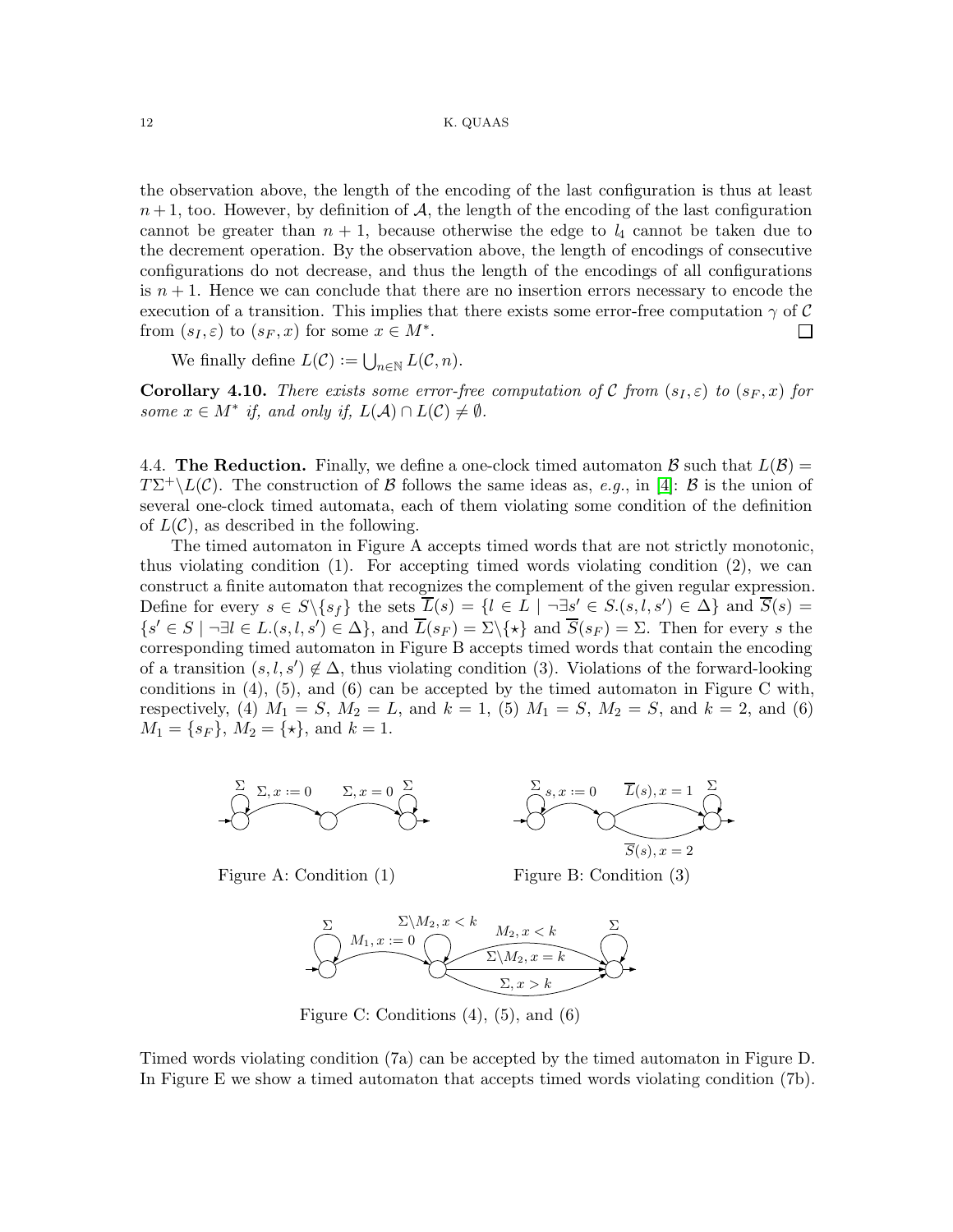the observation above, the length of the encoding of the last configuration is thus at least $n+1$, too. However, by definition of $\mathcal{A}$, the length of the encoding of the last configuration cannot be greater than $n+1$, because otherwise the edge to $l_4$ cannot be taken due to the decrement operation. By the observation above, the length of encodings of consecutive configurations do not decrease, and thus the length of the encodings of all configurations is $n+1$. Hence we can conclude that there are no insertion errors necessary to encode the execution of a transition. This implies that there exists some error-free computation $\gamma$ of $\mathcal{C}$ from $(s_I, \varepsilon)$ to $(s_F, x)$ for some $x \in M^*$. □

We finally define $L(\mathcal{C}) := \bigcup_{n \in \mathbb{N}} L(\mathcal{C}, n)$.

**Corollary 4.10.** *There exists some error-free computation of $\mathcal{C}$ from $(s_I, \varepsilon)$ to $(s_F, x)$ for some $x \in M^*$ if, and only if, $L(\mathcal{A}) \cap L(\mathcal{C}) \neq \emptyset$.*

### 4.4. The Reduction.

Finally, we define a one-clock timed automaton $\mathcal{B}$ such that $L(\mathcal{B}) = T\Sigma^+ \backslash L(\mathcal{C})$. The construction of $\mathcal{B}$ follows the same ideas as, *e.g.*, in [4]: $\mathcal{B}$ is the union of several one-clock timed automata, each of them violating some condition of the definition of $L(\mathcal{C})$, as described in the following.

The timed automaton in Figure A accepts timed words that are not strictly monotonic, thus violating condition (1). For accepting timed words violating condition (2), we can construct a finite automaton that recognizes the complement of the given regular expression. Define for every $s \in S \backslash \{s_f\}$ the sets $\overline{L}(s) = \{l \in L \mid \neg \exists s' \in S.(s, l, s') \in \Delta\}$ and $\overline{S}(s) = \{s' \in S \mid \neg \exists l \in L.(s, l, s') \in \Delta\}$, and $\overline{L}(s_F) = \Sigma \backslash \{\star\}$ and $\overline{S}(s_F) = \Sigma$. Then for every $s$ the corresponding timed automaton in Figure B accepts timed words that contain the encoding of a transition $(s, l, s') \notin \Delta$, thus violating condition (3). Violations of the forward-looking conditions in (4), (5), and (6) can be accepted by the timed automaton in Figure C with, respectively, (4) $M_1 = S$, $M_2 = L$, and $k = 1$, (5) $M_1 = S$, $M_2 = S$, and $k = 2$, and (6) $M_1 = \{s_F\}$, $M_2 = \{\star\}$, and $k = 1$.

Figure A: Condition (1)

Figure B: Condition (3)

Figure C: Conditions (4), (5), and (6)

Timed words violating condition (7a) can be accepted by the timed automaton in Figure D. In Figure E we show a timed automaton that accepts timed words violating condition (7b).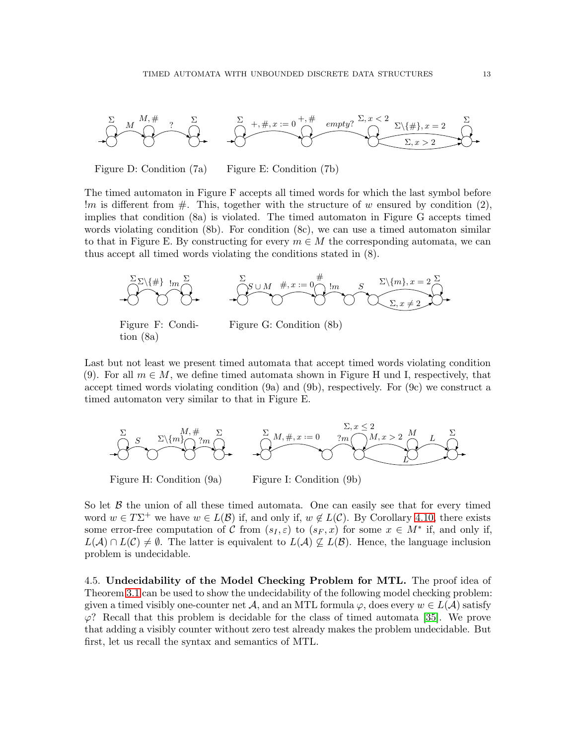Figure D: Condition (7a)

Figure E: Condition (7b)

The timed automaton in Figure F accepts all timed words for which the last symbol before $!m$ is different from $\#$. This, together with the structure of $w$ ensured by condition (2), implies that condition (8a) is violated. The timed automaton in Figure G accepts timed words violating condition (8b). For condition (8c), we can use a timed automaton similar to that in Figure E. By constructing for every $m \in M$ the corresponding automata, we can thus accept all timed words violating the conditions stated in (8).

Figure F: Condition (8a)

Figure G: Condition (8b)

Last but not least we present timed automata that accept timed words violating condition (9). For all $m \in M$, we define timed automata shown in Figure H und I, respectively, that accept timed words violating condition (9a) and (9b), respectively. For (9c) we construct a timed automaton very similar to that in Figure E.

Figure H: Condition (9a)

Figure I: Condition (9b)

So let $\mathcal{B}$ the union of all these timed automata. One can easily see that for every timed word $w \in T\Sigma^+$ we have $w \in L(\mathcal{B})$ if, and only if, $w \notin L(\mathcal{C})$. By Corollary 4.10, there exists some error-free computation of $\mathcal{C}$ from $(s_I, \varepsilon)$ to $(s_F, x)$ for some $x \in M^*$ if, and only if, $L(\mathcal{A}) \cap L(\mathcal{C}) \neq \emptyset$. The latter is equivalent to $L(\mathcal{A}) \not\subseteq L(\mathcal{B})$. Hence, the language inclusion problem is undecidable.

4.5. **Undecidability of the Model Checking Problem for MTL.** The proof idea of Theorem 3.1 can be used to show the undecidability of the following model checking problem: given a timed visibly one-counter net $\mathcal{A}$, and an MTL formula $\varphi$, does every $w \in L(\mathcal{A})$ satisfy $\varphi$? Recall that this problem is decidable for the class of timed automata [35]. We prove that adding a visibly counter without zero test already makes the problem undecidable. But first, let us recall the syntax and semantics of MTL.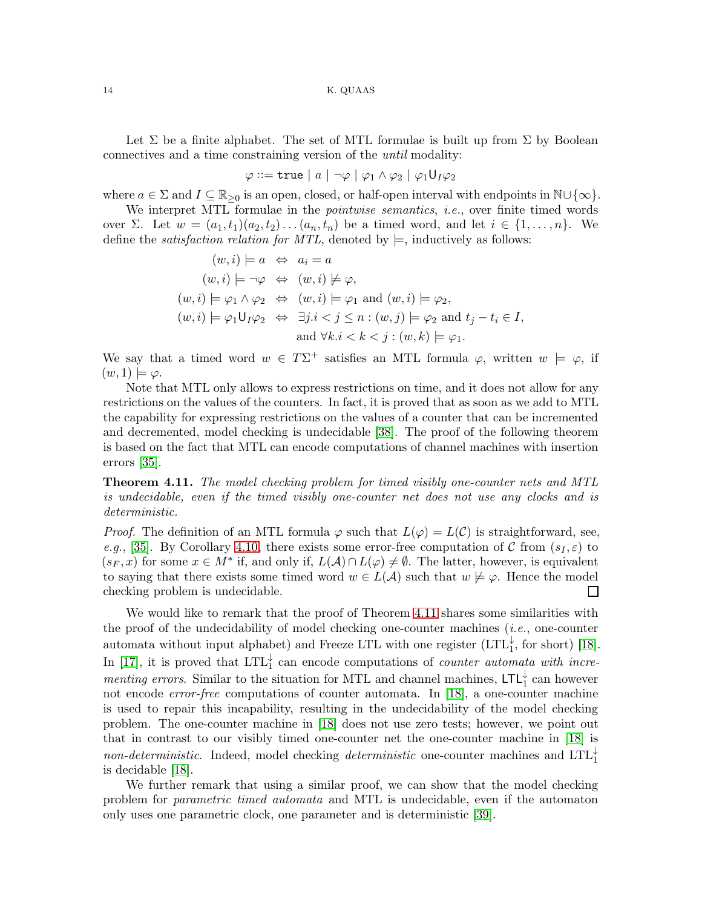Let $\Sigma$ be a finite alphabet. The set of MTL formulae is built up from $\Sigma$ by Boolean connectives and a time constraining version of the *until* modality:

$$\varphi ::= \texttt{true} \mid a \mid \neg\varphi \mid \varphi_1 \wedge \varphi_2 \mid \varphi_1 \mathsf{U}_I \varphi_2$$

where $a \in \Sigma$ and $I \subseteq \mathbb{R}_{\geq 0}$ is an open, closed, or half-open interval with endpoints in $\mathbb{N} \cup \{\infty\}$.

We interpret MTL formulae in the *pointwise semantics*, *i.e.*, over finite timed words over $\Sigma$. Let $w = (a_1, t_1)(a_2, t_2) \dots (a_n, t_n)$ be a timed word, and let $i \in \{1, \dots, n\}$. We define the *satisfaction relation for MTL*, denoted by $\models$, inductively as follows:

$$
\begin{aligned}
(w, i) \models a &\;\Leftrightarrow\; a_i = a \\
(w, i) \models \neg\varphi &\;\Leftrightarrow\; (w, i) \not\models \varphi, \\
(w, i) \models \varphi_1 \wedge \varphi_2 &\;\Leftrightarrow\; (w, i) \models \varphi_1 \text{ and } (w, i) \models \varphi_2, \\
(w, i) \models \varphi_1 \mathsf{U}_I \varphi_2 &\;\Leftrightarrow\; \exists j.i < j \leq n : (w, j) \models \varphi_2 \text{ and } t_j - t_i \in I, \\
&\qquad \text{and } \forall k.i < k < j : (w, k) \models \varphi_1.
\end{aligned}
$$

We say that a timed word $w \in T\Sigma^+$ satisfies an MTL formula $\varphi$, written $w \models \varphi$, if $(w, 1) \models \varphi$.

Note that MTL only allows to express restrictions on time, and it does not allow for any restrictions on the values of the counters. In fact, it is proved that as soon as we add to MTL the capability for expressing restrictions on the values of a counter that can be incremented and decremented, model checking is undecidable [38]. The proof of the following theorem is based on the fact that MTL can encode computations of channel machines with insertion errors [35].

**Theorem 4.11.** *The model checking problem for timed visibly one-counter nets and MTL is undecidable, even if the timed visibly one-counter net does not use any clocks and is deterministic.*

*Proof.* The definition of an MTL formula $\varphi$ such that $L(\varphi) = L(\mathcal{C})$ is straightforward, see, *e.g.*, [35]. By Corollary 4.10, there exists some error-free computation of $\mathcal{C}$ from $(s_I, \varepsilon)$ to $(s_F, x)$ for some $x \in M^*$ if, and only if, $L(\mathcal{A}) \cap L(\varphi) \neq \emptyset$. The latter, however, is equivalent to saying that there exists some timed word $w \in L(\mathcal{A})$ such that $w \not\models \varphi$. Hence the model checking problem is undecidable. $\square$

We would like to remark that the proof of Theorem 4.11 shares some similarities with the proof of the undecidability of model checking one-counter machines (*i.e.*, one-counter automata without input alphabet) and Freeze LTL with one register ($\mathrm{LTL}_1^{\downarrow}$, for short) [18]. In [17], it is proved that $\mathrm{LTL}_1^{\downarrow}$ can encode computations of *counter automata with incrementing errors*. Similar to the situation for MTL and channel machines, $\mathsf{LTL}_1^{\downarrow}$ can however not encode *error-free* computations of counter automata. In [18], a one-counter machine is used to repair this incapability, resulting in the undecidability of the model checking problem. The one-counter machine in [18] does not use zero tests; however, we point out that in contrast to our visibly timed one-counter net the one-counter machine in [18] is *non-deterministic*. Indeed, model checking *deterministic* one-counter machines and $\mathrm{LTL}_1^{\downarrow}$ is decidable [18].

We further remark that using a similar proof, we can show that the model checking problem for *parametric timed automata* and MTL is undecidable, even if the automaton only uses one parametric clock, one parameter and is deterministic [39].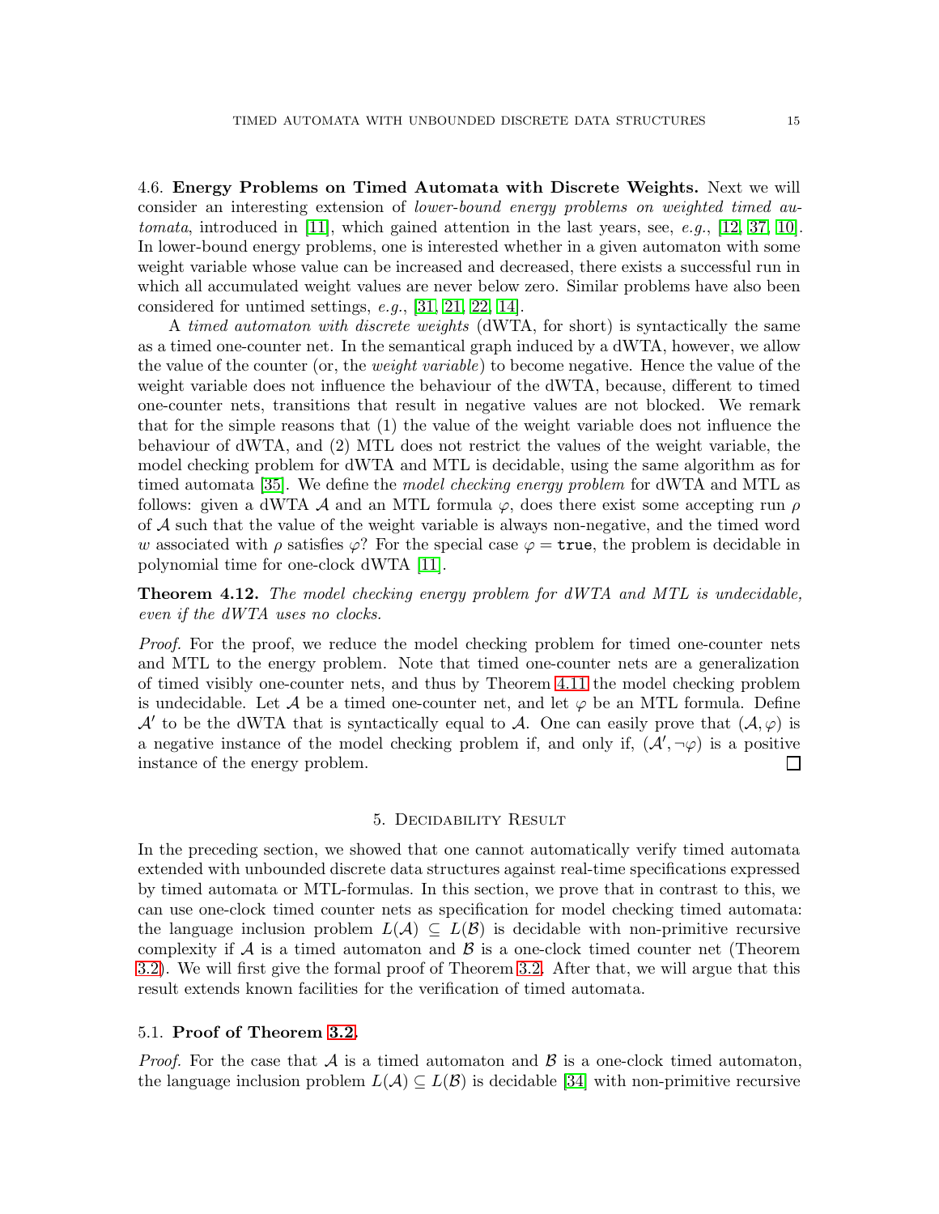### 4.6. **Energy Problems on Timed Automata with Discrete Weights.**

Next we will consider an interesting extension of *lower-bound energy problems on weighted timed automata*, introduced in [11], which gained attention in the last years, see, *e.g.*, [12, 37, 10]. In lower-bound energy problems, one is interested whether in a given automaton with some weight variable whose value can be increased and decreased, there exists a successful run in which all accumulated weight values are never below zero. Similar problems have also been considered for untimed settings, *e.g.*, [31, 21, 22, 14].

A *timed automaton with discrete weights* (dWTA, for short) is syntactically the same as a timed one-counter net. In the semantical graph induced by a dWTA, however, we allow the value of the counter (or, the *weight variable*) to become negative. Hence the value of the weight variable does not influence the behaviour of the dWTA, because, different to timed one-counter nets, transitions that result in negative values are not blocked. We remark that for the simple reasons that (1) the value of the weight variable does not influence the behaviour of dWTA, and (2) MTL does not restrict the values of the weight variable, the model checking problem for dWTA and MTL is decidable, using the same algorithm as for timed automata [35]. We define the *model checking energy problem* for dWTA and MTL as follows: given a dWTA $\mathcal{A}$ and an MTL formula $\varphi$, does there exist some accepting run $\rho$ of $\mathcal{A}$ such that the value of the weight variable is always non-negative, and the timed word $w$ associated with $\rho$ satisfies $\varphi$? For the special case $\varphi = \texttt{true}$, the problem is decidable in polynomial time for one-clock dWTA [11].

**Theorem 4.12.** *The model checking energy problem for dWTA and MTL is undecidable, even if the dWTA uses no clocks.*

*Proof.* For the proof, we reduce the model checking problem for timed one-counter nets and MTL to the energy problem. Note that timed one-counter nets are a generalization of timed visibly one-counter nets, and thus by Theorem 4.11 the model checking problem is undecidable. Let $\mathcal{A}$ be a timed one-counter net, and let $\varphi$ be an MTL formula. Define $\mathcal{A}'$ to be the dWTA that is syntactically equal to $\mathcal{A}$. One can easily prove that $(\mathcal{A}, \varphi)$ is a negative instance of the model checking problem if, and only if, $(\mathcal{A}', \neg\varphi)$ is a positive instance of the energy problem. $\square$

## 5. Decidability Result

In the preceding section, we showed that one cannot automatically verify timed automata extended with unbounded discrete data structures against real-time specifications expressed by timed automata or MTL-formulas. In this section, we prove that in contrast to this, we can use one-clock timed counter nets as specification for model checking timed automata: the language inclusion problem $L(\mathcal{A}) \subseteq L(\mathcal{B})$ is decidable with non-primitive recursive complexity if $\mathcal{A}$ is a timed automaton and $\mathcal{B}$ is a one-clock timed counter net (Theorem 3.2). We will first give the formal proof of Theorem 3.2. After that, we will argue that this result extends known facilities for the verification of timed automata.

### 5.1. **Proof of Theorem 3.2.**

*Proof.* For the case that $\mathcal{A}$ is a timed automaton and $\mathcal{B}$ is a one-clock timed automaton, the language inclusion problem $L(\mathcal{A}) \subseteq L(\mathcal{B})$ is decidable [34] with non-primitive recursive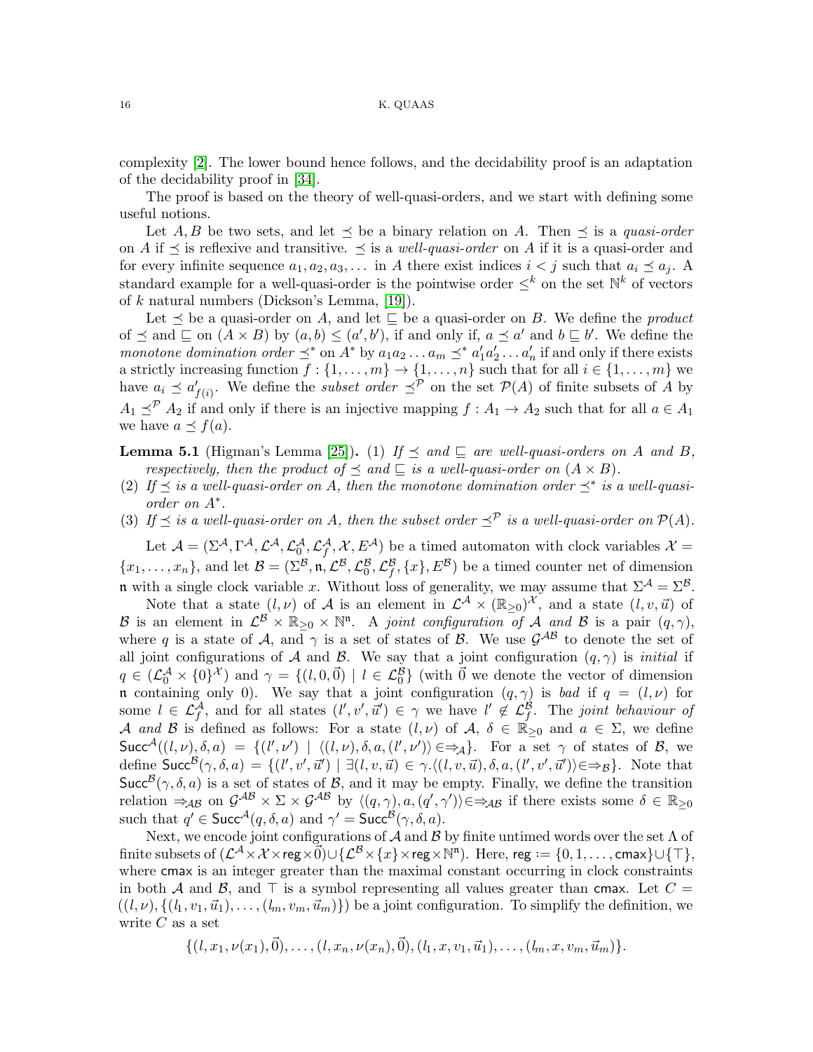complexity [2]. The lower bound hence follows, and the decidability proof is an adaptation of the decidability proof in [34].

The proof is based on the theory of well-quasi-orders, and we start with defining some useful notions.

Let $A, B$ be two sets, and let $\preceq$ be a binary relation on $A$. Then $\preceq$ is a *quasi-order* on $A$ if $\preceq$ is reflexive and transitive. $\preceq$ is a *well-quasi-order* on $A$ if it is a quasi-order and for every infinite sequence $a_1, a_2, a_3, \ldots$ in $A$ there exist indices $i < j$ such that $a_i \preceq a_j$. A standard example for a well-quasi-order is the pointwise order $\leq^k$ on the set $\mathbb{N}^k$ of vectors of $k$ natural numbers (Dickson's Lemma, [19]).

Let $\preceq$ be a quasi-order on $A$, and let $\sqsubseteq$ be a quasi-order on $B$. We define the *product* of $\preceq$ and $\sqsubseteq$ on $(A \times B)$ by $(a, b) \leq (a', b')$, if and only if, $a \preceq a'$ and $b \sqsubseteq b'$. We define the *monotone domination order* $\preceq^*$ on $A^*$ by $a_1 a_2 \ldots a_m \preceq^* a'_1 a'_2 \ldots a'_n$ if and only if there exists a strictly increasing function $f : \{1, \ldots, m\} \to \{1, \ldots, n\}$ such that for all $i \in \{1, \ldots, m\}$ we have $a_i \preceq a'_{f(i)}$. We define the *subset order* $\preceq^{\mathcal{P}}$ on the set $\mathcal{P}(A)$ of finite subsets of $A$ by $A_1 \preceq^{\mathcal{P}} A_2$ if and only if there is an injective mapping $f : A_1 \to A_2$ such that for all $a \in A_1$ we have $a \preceq f(a)$.

**Lemma 5.1** (Higman's Lemma [25]). *(1) If $\preceq$ and $\sqsubseteq$ are well-quasi-orders on $A$ and $B$, respectively, then the product of $\preceq$ and $\sqsubseteq$ is a well-quasi-order on $(A \times B)$.*

*(2) If $\preceq$ is a well-quasi-order on $A$, then the monotone domination order $\preceq^*$ is a well-quasi-order on $A^*$.*

*(3) If $\preceq$ is a well-quasi-order on $A$, then the subset order $\preceq^{\mathcal{P}}$ is a well-quasi-order on $\mathcal{P}(A)$.*

Let $\mathcal{A} = (\Sigma^{\mathcal{A}}, \Gamma^{\mathcal{A}}, \mathcal{L}^{\mathcal{A}}, \mathcal{L}_0^{\mathcal{A}}, \mathcal{L}_f^{\mathcal{A}}, \mathcal{X}, E^{\mathcal{A}})$ be a timed automaton with clock variables $\mathcal{X} = \{x_1, \ldots, x_n\}$, and let $\mathcal{B} = (\Sigma^{\mathcal{B}}, \mathfrak{n}, \mathcal{L}^{\mathcal{B}}, \mathcal{L}_0^{\mathcal{B}}, \mathcal{L}_f^{\mathcal{B}}, \{x\}, E^{\mathcal{B}})$ be a timed counter net of dimension $\mathfrak{n}$ with a single clock variable $x$. Without loss of generality, we may assume that $\Sigma^{\mathcal{A}} = \Sigma^{\mathcal{B}}$.

Note that a state $(l, \nu)$ of $\mathcal{A}$ is an element in $\mathcal{L}^{\mathcal{A}} \times (\mathbb{R}_{\geq 0})^{\mathcal{X}}$, and a state $(l, v, \vec{u})$ of $\mathcal{B}$ is an element in $\mathcal{L}^{\mathcal{B}} \times \mathbb{R}_{\geq 0} \times \mathbb{N}^{\mathfrak{n}}$. A *joint configuration of $\mathcal{A}$ and $\mathcal{B}$* is a pair $(q, \gamma)$, where $q$ is a state of $\mathcal{A}$, and $\gamma$ is a set of states of $\mathcal{B}$. We use $\mathcal{G}^{\mathcal{AB}}$ to denote the set of all joint configurations of $\mathcal{A}$ and $\mathcal{B}$. We say that a joint configuration $(q, \gamma)$ is *initial* if $q \in (\mathcal{L}_0^{\mathcal{A}} \times \{0\}^{\mathcal{X}})$ and $\gamma = \{(l, 0, \vec{0}) \mid l \in \mathcal{L}_0^{\mathcal{B}}\}$ (with $\vec{0}$ we denote the vector of dimension $\mathfrak{n}$ containing only 0). We say that a joint configuration $(q, \gamma)$ is *bad* if $q = (l, \nu)$ for some $l \in \mathcal{L}_f^{\mathcal{A}}$, and for all states $(l', v', \vec{u}') \in \gamma$ we have $l' \notin \mathcal{L}_f^{\mathcal{B}}$. The *joint behaviour of $\mathcal{A}$ and $\mathcal{B}$* is defined as follows: For a state $(l, \nu)$ of $\mathcal{A}$, $\delta \in \mathbb{R}_{\geq 0}$ and $a \in \Sigma$, we define $\mathsf{Succ}^{\mathcal{A}}((l, \nu), \delta, a) = \{(l', \nu') \mid \langle (l, \nu), \delta, a, (l', \nu') \rangle \in \Rightarrow_{\mathcal{A}}\}$. For a set $\gamma$ of states of $\mathcal{B}$, we define $\mathsf{Succ}^{\mathcal{B}}(\gamma, \delta, a) = \{(l', v', \vec{u}') \mid \exists (l, v, \vec{u}) \in \gamma. \langle (l, v, \vec{u}), \delta, a, (l', v', \vec{u}') \rangle \in \Rightarrow_{\mathcal{B}}\}$. Note that $\mathsf{Succ}^{\mathcal{B}}(\gamma, \delta, a)$ is a set of states of $\mathcal{B}$, and it may be empty. Finally, we define the transition relation $\Rightarrow_{\mathcal{AB}}$ on $\mathcal{G}^{\mathcal{AB}} \times \Sigma \times \mathcal{G}^{\mathcal{AB}}$ by $\langle (q, \gamma), a, (q', \gamma') \rangle \in \Rightarrow_{\mathcal{AB}}$ if there exists some $\delta \in \mathbb{R}_{\geq 0}$ such that $q' \in \mathsf{Succ}^{\mathcal{A}}(q, \delta, a)$ and $\gamma' = \mathsf{Succ}^{\mathcal{B}}(\gamma, \delta, a)$.

Next, we encode joint configurations of $\mathcal{A}$ and $\mathcal{B}$ by finite untimed words over the set $\Lambda$ of finite subsets of $(\mathcal{L}^{\mathcal{A}} \times \mathcal{X} \times \mathsf{reg} \times \vec{0}) \cup \{\mathcal{L}^{\mathcal{B}} \times \{x\} \times \mathsf{reg} \times \mathbb{N}^{\mathfrak{n}}\}$. Here, $\mathsf{reg} := \{0, 1, \ldots, \mathsf{cmax}\} \cup \{\top\}$, where $\mathsf{cmax}$ is an integer greater than the maximal constant occurring in clock constraints in both $\mathcal{A}$ and $\mathcal{B}$, and $\top$ is a symbol representing all values greater than $\mathsf{cmax}$. Let $C = ((l, \nu), \{(l_1, v_1, \vec{u}_1), \ldots, (l_m, v_m, \vec{u}_m)\})$ be a joint configuration. To simplify the definition, we write $C$ as a set

$$\{(l, x_1, \nu(x_1), \vec{0}), \ldots, (l, x_n, \nu(x_n), \vec{0}), (l_1, x, v_1, \vec{u}_1), \ldots, (l_m, x, v_m, \vec{u}_m)\}.$$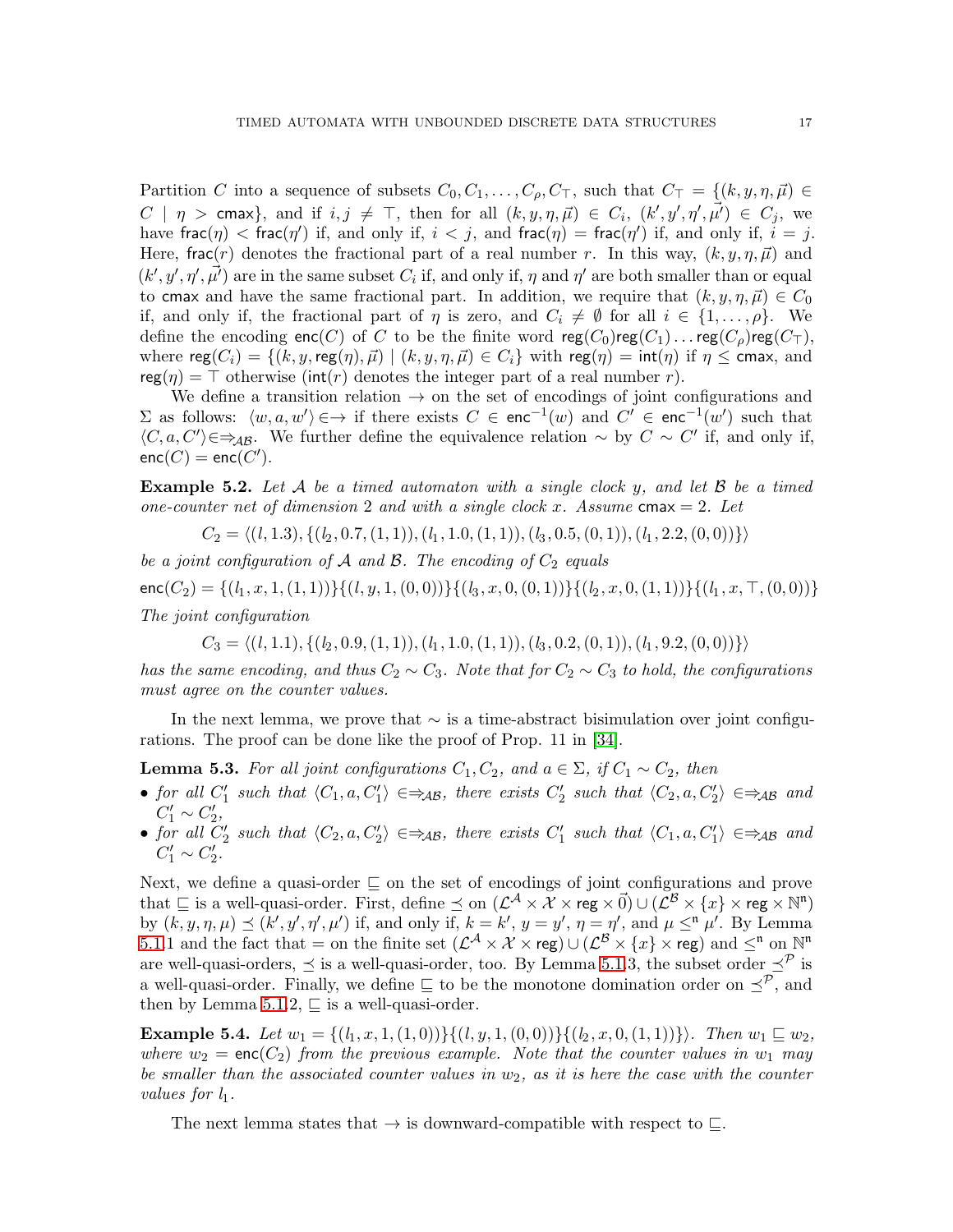Partition $C$ into a sequence of subsets $C_0, C_1, \dots, C_\rho, C_\top$, such that $C_\top = \{(k, y, \eta, \vec{\mu}) \in C \mid \eta > \mathsf{cmax}\}$, and if $i, j \neq \top$, then for all $(k, y, \eta, \vec{\mu}) \in C_i$, $(k', y', \eta', \vec{\mu'}) \in C_j$, we have $\mathsf{frac}(\eta) < \mathsf{frac}(\eta')$ if, and only if, $i < j$, and $\mathsf{frac}(\eta) = \mathsf{frac}(\eta')$ if, and only if, $i = j$. Here, $\mathsf{frac}(r)$ denotes the fractional part of a real number $r$. In this way, $(k, y, \eta, \vec{\mu})$ and $(k', y', \eta', \vec{\mu'})$ are in the same subset $C_i$ if, and only if, $\eta$ and $\eta'$ are both smaller than or equal to $\mathsf{cmax}$ and have the same fractional part. In addition, we require that $(k, y, \eta, \vec{\mu}) \in C_0$ if, and only if, the fractional part of $\eta$ is zero, and $C_i \neq \emptyset$ for all $i \in \{1, \dots, \rho\}$. We define the encoding $\mathsf{enc}(C)$ of $C$ to be the finite word $\mathsf{reg}(C_0)\mathsf{reg}(C_1)\dots\mathsf{reg}(C_\rho)\mathsf{reg}(C_\top)$, where $\mathsf{reg}(C_i) = \{(k, y, \mathsf{reg}(\eta), \vec{\mu}) \mid (k, y, \eta, \vec{\mu}) \in C_i\}$ with $\mathsf{reg}(\eta) = \mathsf{int}(\eta)$ if $\eta \leq \mathsf{cmax}$, and $\mathsf{reg}(\eta) = \top$ otherwise ($\mathsf{int}(r)$ denotes the integer part of a real number $r$).

We define a transition relation $\rightarrow$ on the set of encodings of joint configurations and $\Sigma$ as follows: $\langle w, a, w' \rangle \in\rightarrow$ if there exists $C \in \mathsf{enc}^{-1}(w)$ and $C' \in \mathsf{enc}^{-1}(w')$ such that $\langle C, a, C' \rangle \in\Rightarrow_{\mathcal{AB}}$. We further define the equivalence relation $\sim$ by $C \sim C'$ if, and only if, $\mathsf{enc}(C) = \mathsf{enc}(C')$.

**Example 5.2.** *Let $\mathcal{A}$ be a timed automaton with a single clock $y$, and let $\mathcal{B}$ be a timed one-counter net of dimension 2 and with a single clock $x$. Assume $\mathsf{cmax} = 2$. Let*

$$C_2 = \langle (l, 1.3), \{(l_2, 0.7, (1,1)), (l_1, 1.0, (1,1)), (l_3, 0.5, (0,1)), (l_1, 2.2, (0,0))\}\rangle$$

*be a joint configuration of $\mathcal{A}$ and $\mathcal{B}$. The encoding of $C_2$ equals*

$$\mathsf{enc}(C_2) = \{(l_1, x, 1, (1,1))\}\{(l, y, 1, (0,0))\}\{(l_3, x, 0, (0,1))\}\{(l_2, x, 0, (1,1))\}\{(l_1, x, \top, (0,0))\}$$

*The joint configuration*

$$C_3 = \langle (l, 1.1), \{(l_2, 0.9, (1,1)), (l_1, 1.0, (1,1)), (l_3, 0.2, (0,1)), (l_1, 9.2, (0,0))\}\rangle$$

*has the same encoding, and thus $C_2 \sim C_3$. Note that for $C_2 \sim C_3$ to hold, the configurations must agree on the counter values.*

In the next lemma, we prove that $\sim$ is a time-abstract bisimulation over joint configurations. The proof can be done like the proof of Prop. 11 in [34].

**Lemma 5.3.** *For all joint configurations $C_1, C_2$, and $a \in \Sigma$, if $C_1 \sim C_2$, then*

- *for all $C_1'$ such that $\langle C_1, a, C_1' \rangle \in\Rightarrow_{\mathcal{AB}}$, there exists $C_2'$ such that $\langle C_2, a, C_2' \rangle \in\Rightarrow_{\mathcal{AB}}$ and $C_1' \sim C_2'$,*
- *for all $C_2'$ such that $\langle C_2, a, C_2' \rangle \in\Rightarrow_{\mathcal{AB}}$, there exists $C_1'$ such that $\langle C_1, a, C_1' \rangle \in\Rightarrow_{\mathcal{AB}}$ and $C_1' \sim C_2'$.*

Next, we define a quasi-order $\sqsubseteq$ on the set of encodings of joint configurations and prove that $\sqsubseteq$ is a well-quasi-order. First, define $\preceq$ on $(\mathcal{L}^{\mathcal{A}} \times \mathcal{X} \times \mathsf{reg} \times \vec{0}) \cup (\mathcal{L}^{\mathcal{B}} \times \{x\} \times \mathsf{reg} \times \mathbb{N}^{\mathsf{n}})$ by $(k, y, \eta, \mu) \preceq (k', y', \eta', \mu')$ if, and only if, $k = k'$, $y = y'$, $\eta = \eta'$, and $\mu \leq^{\mathsf{n}} \mu'$. By Lemma 5.1.1 and the fact that $=$ on the finite set $(\mathcal{L}^{\mathcal{A}} \times \mathcal{X} \times \mathsf{reg}) \cup (\mathcal{L}^{\mathcal{B}} \times \{x\} \times \mathsf{reg})$ and $\leq^{\mathsf{n}}$ on $\mathbb{N}^{\mathsf{n}}$ are well-quasi-orders, $\preceq$ is a well-quasi-order, too. By Lemma 5.1.3, the subset order $\preceq^{\mathcal{P}}$ is a well-quasi-order. Finally, we define $\sqsubseteq$ to be the monotone domination order on $\preceq^{\mathcal{P}}$, and then by Lemma 5.1.2, $\sqsubseteq$ is a well-quasi-order.

**Example 5.4.** *Let $w_1 = \{(l_1, x, 1, (1,0))\}\{(l, y, 1, (0,0))\}\{(l_2, x, 0, (1,1))\}$. Then $w_1 \sqsubseteq w_2$, where $w_2 = \mathsf{enc}(C_2)$ from the previous example. Note that the counter values in $w_1$ may be smaller than the associated counter values in $w_2$, as it is here the case with the counter values for $l_1$.*

The next lemma states that $\rightarrow$ is downward-compatible with respect to $\sqsubseteq$.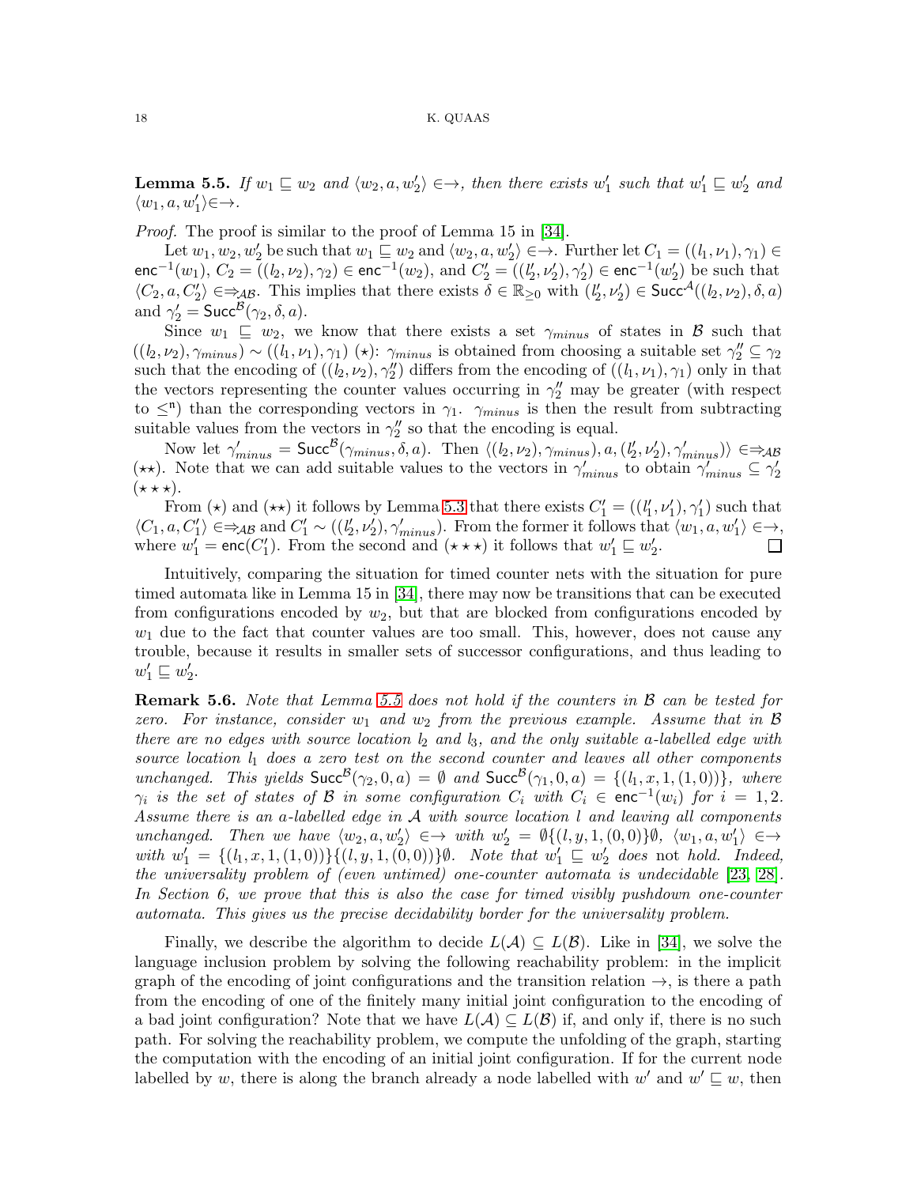**Lemma 5.5.** *If $w_1 \sqsubseteq w_2$ and $\langle w_2, a, w_2' \rangle \in \rightarrow$, then there exists $w_1'$ such that $w_1' \sqsubseteq w_2'$ and $\langle w_1, a, w_1' \rangle \in \rightarrow$.*

*Proof.* The proof is similar to the proof of Lemma 15 in [34].

Let $w_1, w_2, w_2'$ be such that $w_1 \sqsubseteq w_2$ and $\langle w_2, a, w_2' \rangle \in \rightarrow$. Further let $C_1 = ((l_1, \nu_1), \gamma_1) \in \mathsf{enc}^{-1}(w_1)$, $C_2 = ((l_2, \nu_2), \gamma_2) \in \mathsf{enc}^{-1}(w_2)$, and $C_2' = ((l_2', \nu_2'), \gamma_2') \in \mathsf{enc}^{-1}(w_2')$ be such that $\langle C_2, a, C_2' \rangle \in \Rightarrow_{\mathcal{AB}}$. This implies that there exists $\delta \in \mathbb{R}_{\geq 0}$ with $(l_2', \nu_2') \in \mathsf{Succ}^{\mathcal{A}}((l_2, \nu_2), \delta, a)$ and $\gamma_2' = \mathsf{Succ}^{\mathcal{B}}(\gamma_2, \delta, a)$.

Since $w_1 \sqsubseteq w_2$, we know that there exists a set $\gamma_{minus}$ of states in $\mathcal{B}$ such that $((l_2, \nu_2), \gamma_{minus}) \sim ((l_1, \nu_1), \gamma_1)$ $(\star)$: $\gamma_{minus}$ is obtained from choosing a suitable set $\gamma_2'' \subseteq \gamma_2$ such that the encoding of $((l_2, \nu_2), \gamma_2'')$ differs from the encoding of $((l_1, \nu_1), \gamma_1)$ only in that the vectors representing the counter values occurring in $\gamma_2''$ may be greater (with respect to $\leq^{\mathfrak{n}}$) than the corresponding vectors in $\gamma_1$. $\gamma_{minus}$ is then the result from subtracting suitable values from the vectors in $\gamma_2''$ so that the encoding is equal.

Now let $\gamma_{minus}' = \mathsf{Succ}^{\mathcal{B}}(\gamma_{minus}, \delta, a)$. Then $\langle ((l_2, \nu_2), \gamma_{minus}), a, ((l_2', \nu_2'), \gamma_{minus}') \rangle \in \Rightarrow_{\mathcal{AB}}$ $(\star\star)$. Note that we can add suitable values to the vectors in $\gamma_{minus}'$ to obtain $\gamma_{minus}' \subseteq \gamma_2'$ $(\star\star\star)$.

From $(\star)$ and $(\star\star)$ it follows by Lemma 5.3 that there exists $C_1' = ((l_1', \nu_1'), \gamma_1')$ such that $\langle C_1, a, C_1' \rangle \in \Rightarrow_{\mathcal{AB}}$ and $C_1' \sim ((l_2', \nu_2'), \gamma_{minus}')$. From the former it follows that $\langle w_1, a, w_1' \rangle \in \rightarrow$, where $w_1' = \mathsf{enc}(C_1')$. From the second and $(\star\star\star)$ it follows that $w_1' \sqsubseteq w_2'$. □

Intuitively, comparing the situation for timed counter nets with the situation for pure timed automata like in Lemma 15 in [34], there may now be transitions that can be executed from configurations encoded by $w_2$, but that are blocked from configurations encoded by $w_1$ due to the fact that counter values are too small. This, however, does not cause any trouble, because it results in smaller sets of successor configurations, and thus leading to $w_1' \sqsubseteq w_2'$.

**Remark 5.6.** *Note that Lemma 5.5 does not hold if the counters in $\mathcal{B}$ can be tested for zero. For instance, consider $w_1$ and $w_2$ from the previous example. Assume that in $\mathcal{B}$ there are no edges with source location $l_2$ and $l_3$, and the only suitable $a$-labelled edge with source location $l_1$ does a zero test on the second counter and leaves all other components unchanged. This yields $\mathsf{Succ}^{\mathcal{B}}(\gamma_2, 0, a) = \emptyset$ and $\mathsf{Succ}^{\mathcal{B}}(\gamma_1, 0, a) = \{(l_1, x, 1, (1, 0))\}$, where $\gamma_i$ is the set of states of $\mathcal{B}$ in some configuration $C_i$ with $C_i \in \mathsf{enc}^{-1}(w_i)$ for $i = 1, 2$. Assume there is an $a$-labelled edge in $\mathcal{A}$ with source location $l$ and leaving all components unchanged. Then we have $\langle w_2, a, w_2' \rangle \in \rightarrow$ with $w_2' = \emptyset\{(l, y, 1, (0, 0)\}\emptyset$, $\langle w_1, a, w_1' \rangle \in \rightarrow$ with $w_1' = \{(l_1, x, 1, (1, 0))\}\{(l, y, 1, (0, 0))\}\emptyset$. Note that $w_1' \sqsubseteq w_2'$ does* not *hold. Indeed, the universality problem of (even untimed) one-counter automata is undecidable [23, 28]. In Section 6, we prove that this is also the case for timed visibly pushdown one-counter automata. This gives us the precise decidability border for the universality problem.*

Finally, we describe the algorithm to decide $L(\mathcal{A}) \subseteq L(\mathcal{B})$. Like in [34], we solve the language inclusion problem by solving the following reachability problem: in the implicit graph of the encoding of joint configurations and the transition relation $\rightarrow$, is there a path from the encoding of one of the finitely many initial joint configuration to the encoding of a bad joint configuration? Note that we have $L(\mathcal{A}) \subseteq L(\mathcal{B})$ if, and only if, there is no such path. For solving the reachability problem, we compute the unfolding of the graph, starting the computation with the encoding of an initial joint configuration. If for the current node labelled by $w$, there is along the branch already a node labelled with $w'$ and $w' \sqsubseteq w$, then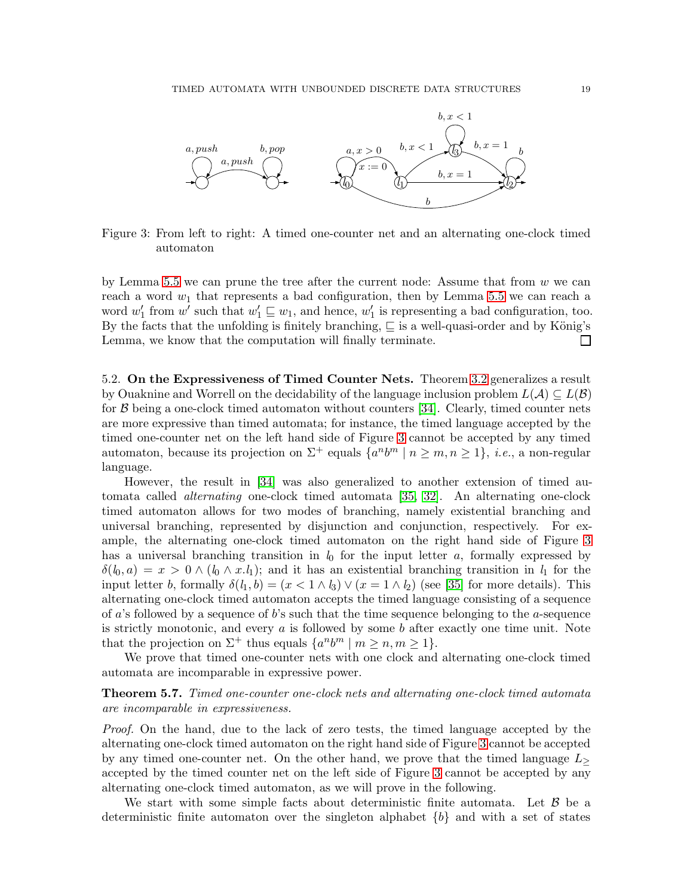Figure 3: From left to right: A timed one-counter net and an alternating one-clock timed automaton

by Lemma 5.5 we can prune the tree after the current node: Assume that from $w$ we can reach a word $w_1$ that represents a bad configuration, then by Lemma 5.5 we can reach a word $w_1'$ from $w'$ such that $w_1' \sqsubseteq w_1$, and hence, $w_1'$ is representing a bad configuration, too. By the facts that the unfolding is finitely branching, $\sqsubseteq$ is a well-quasi-order and by König's Lemma, we know that the computation will finally terminate. ☐

5.2. **On the Expressiveness of Timed Counter Nets.** Theorem 3.2 generalizes a result by Ouaknine and Worrell on the decidability of the language inclusion problem $L(\mathcal{A}) \subseteq L(\mathcal{B})$ for $\mathcal{B}$ being a one-clock timed automaton without counters [34]. Clearly, timed counter nets are more expressive than timed automata; for instance, the timed language accepted by the timed one-counter net on the left hand side of Figure 3 cannot be accepted by any timed automaton, because its projection on $\Sigma^+$ equals $\{a^n b^m \mid n \geq m, n \geq 1\}$, *i.e.*, a non-regular language.

However, the result in [34] was also generalized to another extension of timed automata called *alternating* one-clock timed automata [35, 32]. An alternating one-clock timed automaton allows for two modes of branching, namely existential branching and universal branching, represented by disjunction and conjunction, respectively. For example, the alternating one-clock timed automaton on the right hand side of Figure 3 has a universal branching transition in $l_0$ for the input letter $a$, formally expressed by $\delta(l_0, a) = x > 0 \wedge (l_0 \wedge x.l_1)$; and it has an existential branching transition in $l_1$ for the input letter $b$, formally $\delta(l_1, b) = (x < 1 \wedge l_3) \vee (x = 1 \wedge l_2)$ (see [35] for more details). This alternating one-clock timed automaton accepts the timed language consisting of a sequence of $a$'s followed by a sequence of $b$'s such that the time sequence belonging to the $a$-sequence is strictly monotonic, and every $a$ is followed by some $b$ after exactly one time unit. Note that the projection on $\Sigma^+$ thus equals $\{a^n b^m \mid m \geq n, m \geq 1\}$.

We prove that timed one-counter nets with one clock and alternating one-clock timed automata are incomparable in expressive power.

**Theorem 5.7.** *Timed one-counter one-clock nets and alternating one-clock timed automata are incomparable in expressiveness.*

*Proof.* On the hand, due to the lack of zero tests, the timed language accepted by the alternating one-clock timed automaton on the right hand side of Figure 3 cannot be accepted by any timed one-counter net. On the other hand, we prove that the timed language $L_{\geq}$ accepted by the timed counter net on the left hand side of Figure 3 cannot be accepted by any alternating one-clock timed automaton, as we will prove in the following.

We start with some simple facts about deterministic finite automata. Let $\mathcal{B}$ be a deterministic finite automaton over the singleton alphabet $\{b\}$ and with a set of states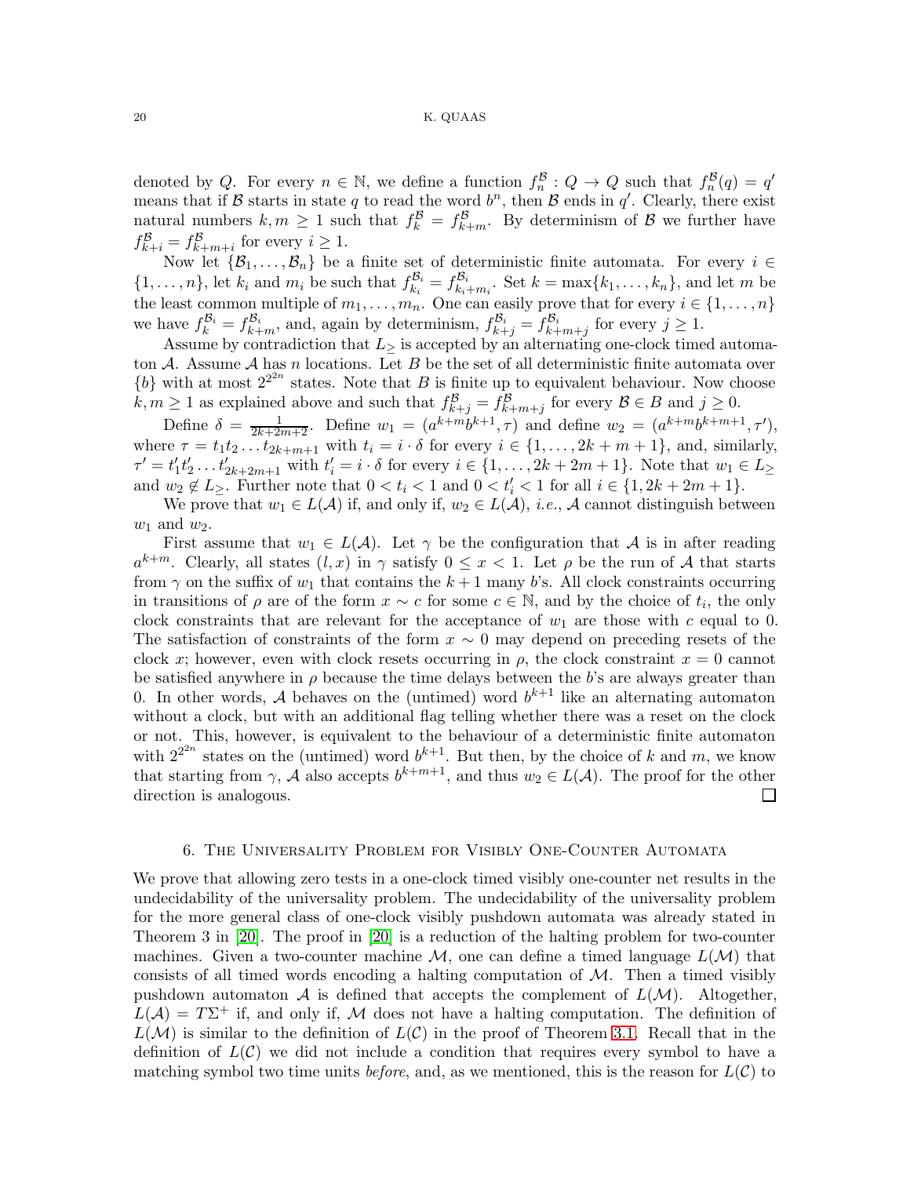denoted by $Q$. For every $n \in \mathbb{N}$, we define a function $f_n^{\mathcal{B}} : Q \to Q$ such that $f_n^{\mathcal{B}}(q) = q'$ means that if $\mathcal{B}$ starts in state $q$ to read the word $b^n$, then $\mathcal{B}$ ends in $q'$. Clearly, there exist natural numbers $k, m \geq 1$ such that $f_k^{\mathcal{B}} = f_{k+m}^{\mathcal{B}}$. By determinism of $\mathcal{B}$ we further have $f_{k+i}^{\mathcal{B}} = f_{k+m+i}^{\mathcal{B}}$ for every $i \geq 1$.

Now let $\{\mathcal{B}_1, \ldots, \mathcal{B}_n\}$ be a finite set of deterministic finite automata. For every $i \in \{1, \ldots, n\}$, let $k_i$ and $m_i$ be such that $f_{k_i}^{\mathcal{B}_i} = f_{k_i+m_i}^{\mathcal{B}_i}$. Set $k = \max\{k_1, \ldots, k_n\}$, and let $m$ be the least common multiple of $m_1, \ldots, m_n$. One can easily prove that for every $i \in \{1, \ldots, n\}$ we have $f_k^{\mathcal{B}_i} = f_{k+m}^{\mathcal{B}_i}$, and, again by determinism, $f_{k+j}^{\mathcal{B}_i} = f_{k+m+j}^{\mathcal{B}_i}$ for every $j \geq 1$.

Assume by contradiction that $L_{\geq}$ is accepted by an alternating one-clock timed automaton $\mathcal{A}$. Assume $\mathcal{A}$ has $n$ locations. Let $B$ be the set of all deterministic finite automata over $\{b\}$ with at most $2^{2^{2n}}$ states. Note that $B$ is finite up to equivalent behaviour. Now choose $k, m \geq 1$ as explained above and such that $f_{k+j}^{\mathcal{B}} = f_{k+m+j}^{\mathcal{B}}$ for every $\mathcal{B} \in B$ and $j \geq 0$.

Define $\delta = \frac{1}{2k+2m+2}$. Define $w_1 = (a^{k+m}b^{k+1}, \tau)$ and define $w_2 = (a^{k+m}b^{k+m+1}, \tau')$, where $\tau = t_1 t_2 \ldots t_{2k+m+1}$ with $t_i = i \cdot \delta$ for every $i \in \{1, \ldots, 2k+m+1\}$, and, similarly, $\tau' = t'_1 t'_2 \ldots t'_{2k+2m+1}$ with $t'_i = i \cdot \delta$ for every $i \in \{1, \ldots, 2k+2m+1\}$. Note that $w_1 \in L_{\geq}$ and $w_2 \notin L_{\geq}$. Further note that $0 < t_i < 1$ and $0 < t'_i < 1$ for all $i \in \{1, 2k+2m+1\}$.

We prove that $w_1 \in L(\mathcal{A})$ if, and only if, $w_2 \in L(\mathcal{A})$, *i.e.*, $\mathcal{A}$ cannot distinguish between $w_1$ and $w_2$.

First assume that $w_1 \in L(\mathcal{A})$. Let $\gamma$ be the configuration that $\mathcal{A}$ is in after reading $a^{k+m}$. Clearly, all states $(l, x)$ in $\gamma$ satisfy $0 \leq x < 1$. Let $\rho$ be the run of $\mathcal{A}$ that starts from $\gamma$ on the suffix of $w_1$ that contains the $k+1$ many $b$'s. All clock constraints occurring in transitions of $\rho$ are of the form $x \sim c$ for some $c \in \mathbb{N}$, and by the choice of $t_i$, the only clock constraints that are relevant for the acceptance of $w_1$ are those with $c$ equal to 0. The satisfaction of constraints of the form $x \sim 0$ may depend on preceding resets of the clock $x$; however, even with clock resets occurring in $\rho$, the clock constraint $x = 0$ cannot be satisfied anywhere in $\rho$ because the time delays between the $b$'s are always greater than 0. In other words, $\mathcal{A}$ behaves on the (untimed) word $b^{k+1}$ like an alternating automaton without a clock, but with an additional flag telling whether there was a reset on the clock or not. This, however, is equivalent to the behaviour of a deterministic finite automaton with $2^{2^{2n}}$ states on the (untimed) word $b^{k+1}$. But then, by the choice of $k$ and $m$, we know that starting from $\gamma$, $\mathcal{A}$ also accepts $b^{k+m+1}$, and thus $w_2 \in L(\mathcal{A})$. The proof for the other direction is analogous. □

## 6. The Universality Problem for Visibly One-Counter Automata

We prove that allowing zero tests in a one-clock timed visibly one-counter net results in the undecidability of the universality problem. The undecidability of the universality problem for the more general class of one-clock visibly pushdown automata was already stated in Theorem 3 in [20]. The proof in [20] is a reduction of the halting problem for two-counter machines. Given a two-counter machine $\mathcal{M}$, one can define a timed language $L(\mathcal{M})$ that consists of all timed words encoding a halting computation of $\mathcal{M}$. Then a timed visibly pushdown automaton $\mathcal{A}$ is defined that accepts the complement of $L(\mathcal{M})$. Altogether, $L(\mathcal{A}) = T\Sigma^+$ if, and only if, $\mathcal{M}$ does not have a halting computation. The definition of $L(\mathcal{M})$ is similar to the definition of $L(\mathcal{C})$ in the proof of Theorem 3.1. Recall that in the definition of $L(\mathcal{C})$ we did not include a condition that requires every symbol to have a matching symbol two time units *before*, and, as we mentioned, this is the reason for $L(\mathcal{C})$ to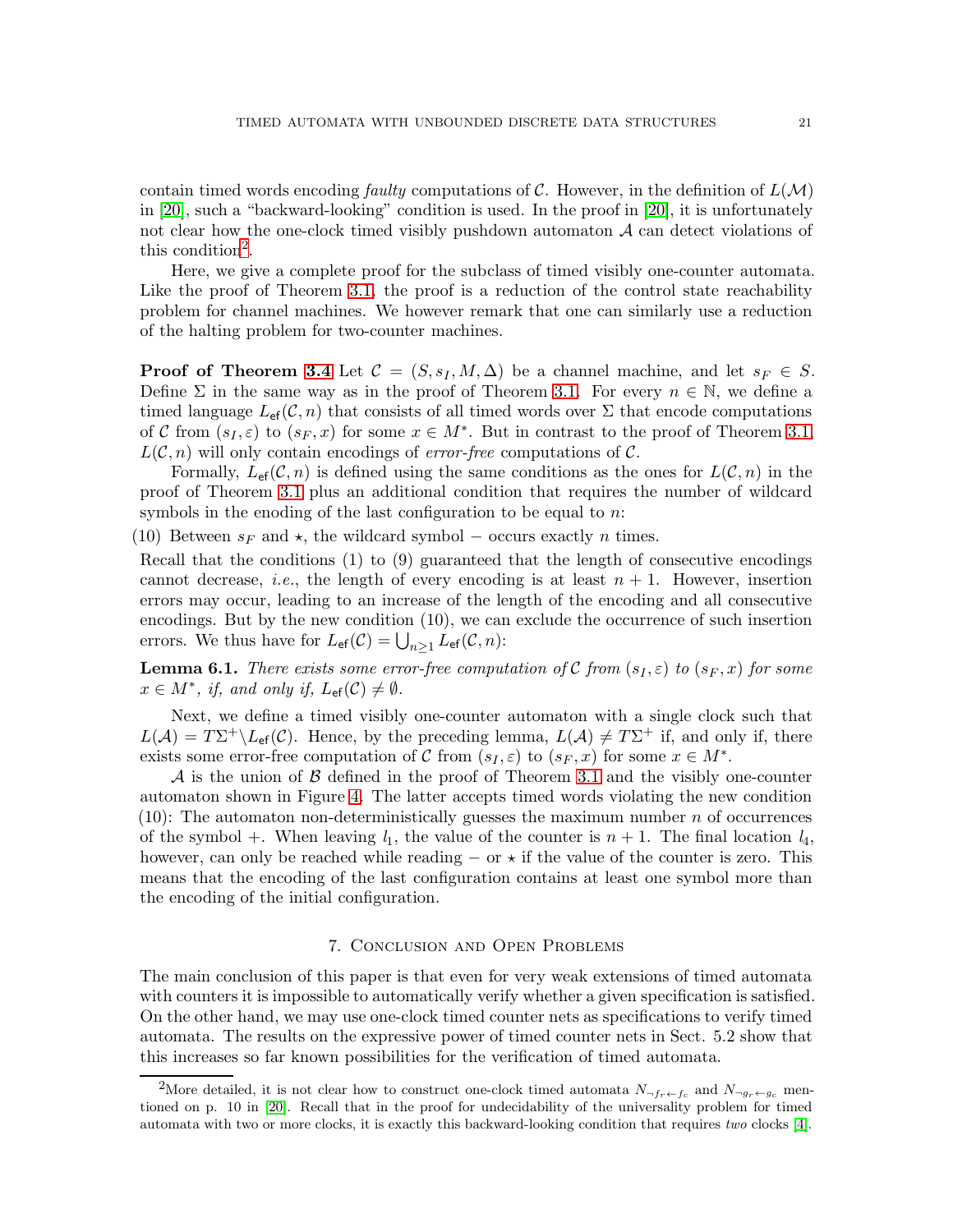contain timed words encoding *faulty* computations of $\mathcal{C}$. However, in the definition of $L(\mathcal{M})$ in [20], such a "backward-looking" condition is used. In the proof in [20], it is unfortunately not clear how the one-clock timed visibly pushdown automaton $\mathcal{A}$ can detect violations of this condition[2].

Here, we give a complete proof for the subclass of timed visibly one-counter automata. Like the proof of Theorem 3.1, the proof is a reduction of the control state reachability problem for channel machines. We however remark that one can similarly use a reduction of the halting problem for two-counter machines.

**Proof of Theorem 3.4** Let $\mathcal{C} = (S, s_I, M, \Delta)$ be a channel machine, and let $s_F \in S$. Define $\Sigma$ in the same way as in the proof of Theorem 3.1. For every $n \in \mathbb{N}$, we define a timed language $L_{\mathsf{ef}}(\mathcal{C}, n)$ that consists of all timed words over $\Sigma$ that encode computations of $\mathcal{C}$ from $(s_I, \varepsilon)$ to $(s_F, x)$ for some $x \in M^*$. But in contrast to the proof of Theorem 3.1, $L(\mathcal{C}, n)$ will only contain encodings of *error-free* computations of $\mathcal{C}$.

Formally, $L_{\mathsf{ef}}(\mathcal{C}, n)$ is defined using the same conditions as the ones for $L(\mathcal{C}, n)$ in the proof of Theorem 3.1 plus an additional condition that requires the number of wildcard symbols in the enoding of the last configuration to be equal to $n$:

(10) Between $s_F$ and $\star$, the wildcard symbol $-$ occurs exactly $n$ times.

Recall that the conditions (1) to (9) guaranteed that the length of consecutive encodings cannot decrease, *i.e.*, the length of every encoding is at least $n + 1$. However, insertion errors may occur, leading to an increase of the length of the encoding and all consecutive encodings. But by the new condition (10), we can exclude the occurrence of such insertion errors. We thus have for $L_{\mathsf{ef}}(\mathcal{C}) = \bigcup_{n \geq 1} L_{\mathsf{ef}}(\mathcal{C}, n)$:

**Lemma 6.1.** *There exists some error-free computation of $\mathcal{C}$ from $(s_I, \varepsilon)$ to $(s_F, x)$ for some $x \in M^*$, if, and only if, $L_{\mathsf{ef}}(\mathcal{C}) \neq \emptyset$.*

Next, we define a timed visibly one-counter automaton with a single clock such that $L(\mathcal{A}) = T\Sigma^+ \backslash L_{\mathsf{ef}}(\mathcal{C})$. Hence, by the preceding lemma, $L(\mathcal{A}) \neq T\Sigma^+$ if, and only if, there exists some error-free computation of $\mathcal{C}$ from $(s_I, \varepsilon)$ to $(s_F, x)$ for some $x \in M^*$.

$\mathcal{A}$ is the union of $\mathcal{B}$ defined in the proof of Theorem 3.1 and the visibly one-counter automaton shown in Figure 4. The latter accepts timed words violating the new condition (10): The automaton non-deterministically guesses the maximum number $n$ of occurrences of the symbol $+$. When leaving $l_1$, the value of the counter is $n + 1$. The final location $l_4$, however, can only be reached while reading $-$ or $\star$ if the value of the counter is zero. This means that the encoding of the last configuration contains at least one symbol more than the encoding of the initial configuration.

## 7. Conclusion and Open Problems

The main conclusion of this paper is that even for very weak extensions of timed automata with counters it is impossible to automatically verify whether a given specification is satisfied. On the other hand, we may use one-clock timed counter nets as specifications to verify timed automata. The results on the expressive power of timed counter nets in Sect. 5.2 show that this increases so far known possibilities for the verification of timed automata.

[2] More detailed, it is not clear how to construct one-clock timed automata $N_{\neg f_r \leftarrow f_c}$ and $N_{\neg g_r \leftarrow g_c}$ mentioned on p. 10 in [20]. Recall that in the proof for undecidability of the universality problem for timed automata with two or more clocks, it is exactly this backward-looking condition that requires *two* clocks [4].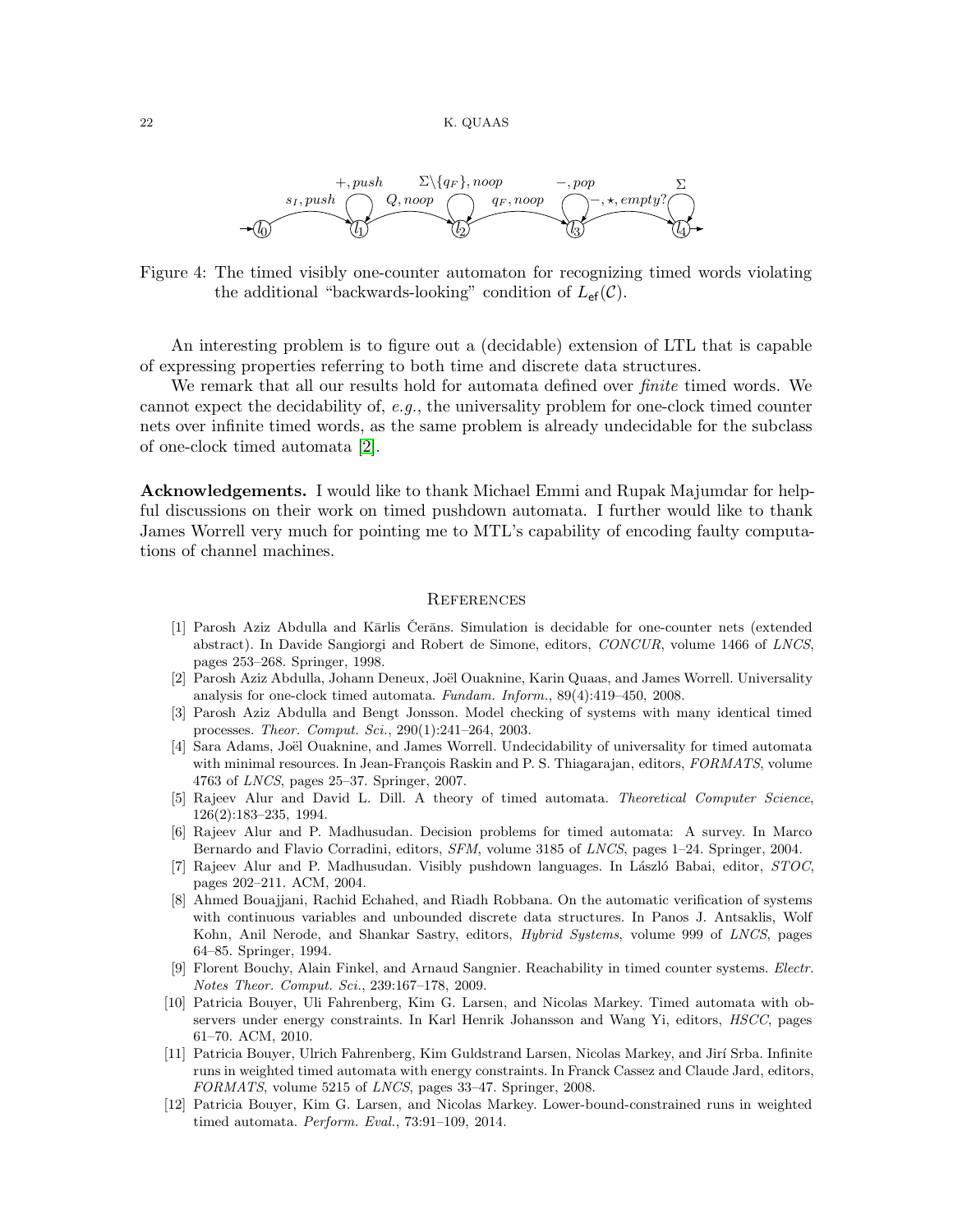Figure 4: The timed visibly one-counter automaton for recognizing timed words violating the additional "backwards-looking" condition of $L_{\mathsf{ef}}(\mathcal{C})$.

An interesting problem is to figure out a (decidable) extension of LTL that is capable of expressing properties referring to both time and discrete data structures.

We remark that all our results hold for automata defined over *finite* timed words. We cannot expect the decidability of, *e.g.*, the universality problem for one-clock timed counter nets over infinite timed words, as the same problem is already undecidable for the subclass of one-clock timed automata [2].

**Acknowledgements.** I would like to thank Michael Emmi and Rupak Majumdar for helpful discussions on their work on timed pushdown automata. I further would like to thank James Worrell very much for pointing me to MTL's capability of encoding faulty computations of channel machines.

## References

[1] Parosh Aziz Abdulla and Kārlis Čerāns. Simulation is decidable for one-counter nets (extended abstract). In Davide Sangiorgi and Robert de Simone, editors, *CONCUR*, volume 1466 of *LNCS*, pages 253–268. Springer, 1998.

[2] Parosh Aziz Abdulla, Johann Deneux, Joël Ouaknine, Karin Quaas, and James Worrell. Universality analysis for one-clock timed automata. *Fundam. Inform.*, 89(4):419–450, 2008.

[3] Parosh Aziz Abdulla and Bengt Jonsson. Model checking of systems with many identical timed processes. *Theor. Comput. Sci.*, 290(1):241–264, 2003.

[4] Sara Adams, Joël Ouaknine, and James Worrell. Undecidability of universality for timed automata with minimal resources. In Jean-François Raskin and P. S. Thiagarajan, editors, *FORMATS*, volume 4763 of *LNCS*, pages 25–37. Springer, 2007.

[5] Rajeev Alur and David L. Dill. A theory of timed automata. *Theoretical Computer Science*, 126(2):183–235, 1994.

[6] Rajeev Alur and P. Madhusudan. Decision problems for timed automata: A survey. In Marco Bernardo and Flavio Corradini, editors, *SFM*, volume 3185 of *LNCS*, pages 1–24. Springer, 2004.

[7] Rajeev Alur and P. Madhusudan. Visibly pushdown languages. In László Babai, editor, *STOC*, pages 202–211. ACM, 2004.

[8] Ahmed Bouajjani, Rachid Echahed, and Riadh Robbana. On the automatic verification of systems with continuous variables and unbounded discrete data structures. In Panos J. Antsaklis, Wolf Kohn, Anil Nerode, and Shankar Sastry, editors, *Hybrid Systems*, volume 999 of *LNCS*, pages 64–85. Springer, 1994.

[9] Florent Bouchy, Alain Finkel, and Arnaud Sangnier. Reachability in timed counter systems. *Electr. Notes Theor. Comput. Sci.*, 239:167–178, 2009.

[10] Patricia Bouyer, Uli Fahrenberg, Kim G. Larsen, and Nicolas Markey. Timed automata with observers under energy constraints. In Karl Henrik Johansson and Wang Yi, editors, *HSCC*, pages 61–70. ACM, 2010.

[11] Patricia Bouyer, Ulrich Fahrenberg, Kim Guldstrand Larsen, Nicolas Markey, and Jirí Srba. Infinite runs in weighted timed automata with energy constraints. In Franck Cassez and Claude Jard, editors, *FORMATS*, volume 5215 of *LNCS*, pages 33–47. Springer, 2008.

[12] Patricia Bouyer, Kim G. Larsen, and Nicolas Markey. Lower-bound-constrained runs in weighted timed automata. *Perform. Eval.*, 73:91–109, 2014.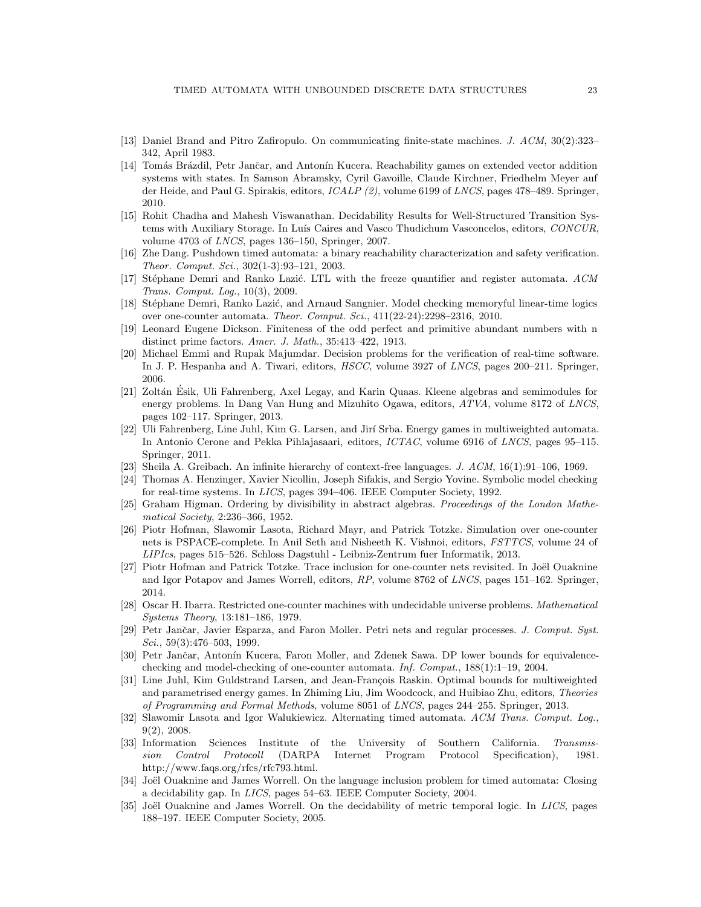[13] Daniel Brand and Pitro Zafiropulo. On communicating finite-state machines. *J. ACM*, 30(2):323–342, April 1983.

[14] Tomás Brázdil, Petr Jančar, and Antonín Kucera. Reachability games on extended vector addition systems with states. In Samson Abramsky, Cyril Gavoille, Claude Kirchner, Friedhelm Meyer auf der Heide, and Paul G. Spirakis, editors, *ICALP (2)*, volume 6199 of *LNCS*, pages 478–489. Springer, 2010.

[15] Rohit Chadha and Mahesh Viswanathan. Decidability Results for Well-Structured Transition Systems with Auxiliary Storage. In Luís Caires and Vasco Thudichum Vasconcelos, editors, *CONCUR*, volume 4703 of *LNCS*, pages 136–150, Springer, 2007.

[16] Zhe Dang. Pushdown timed automata: a binary reachability characterization and safety verification. *Theor. Comput. Sci.*, 302(1-3):93–121, 2003.

[17] Stéphane Demri and Ranko Lazić. LTL with the freeze quantifier and register automata. *ACM Trans. Comput. Log.*, 10(3), 2009.

[18] Stéphane Demri, Ranko Lazić, and Arnaud Sangnier. Model checking memoryful linear-time logics over one-counter automata. *Theor. Comput. Sci.*, 411(22-24):2298–2316, 2010.

[19] Leonard Eugene Dickson. Finiteness of the odd perfect and primitive abundant numbers with n distinct prime factors. *Amer. J. Math.*, 35:413–422, 1913.

[20] Michael Emmi and Rupak Majumdar. Decision problems for the verification of real-time software. In J. P. Hespanha and A. Tiwari, editors, *HSCC*, volume 3927 of *LNCS*, pages 200–211. Springer, 2006.

[21] Zoltán Ésik, Uli Fahrenberg, Axel Legay, and Karin Quaas. Kleene algebras and semimodules for energy problems. In Dang Van Hung and Mizuhito Ogawa, editors, *ATVA*, volume 8172 of *LNCS*, pages 102–117. Springer, 2013.

[22] Uli Fahrenberg, Line Juhl, Kim G. Larsen, and Jirí Srba. Energy games in multiweighted automata. In Antonio Cerone and Pekka Pihlajasaari, editors, *ICTAC*, volume 6916 of *LNCS*, pages 95–115. Springer, 2011.

[23] Sheila A. Greibach. An infinite hierarchy of context-free languages. *J. ACM*, 16(1):91–106, 1969.

[24] Thomas A. Henzinger, Xavier Nicollin, Joseph Sifakis, and Sergio Yovine. Symbolic model checking for real-time systems. In *LICS*, pages 394–406. IEEE Computer Society, 1992.

[25] Graham Higman. Ordering by divisibility in abstract algebras. *Proceedings of the London Mathematical Society*, 2:236–366, 1952.

[26] Piotr Hofman, Slawomir Lasota, Richard Mayr, and Patrick Totzke. Simulation over one-counter nets is PSPACE-complete. In Anil Seth and Nisheeth K. Vishnoi, editors, *FSTTCS*, volume 24 of *LIPIcs*, pages 515–526. Schloss Dagstuhl - Leibniz-Zentrum fuer Informatik, 2013.

[27] Piotr Hofman and Patrick Totzke. Trace inclusion for one-counter nets revisited. In Joël Ouaknine and Igor Potapov and James Worrell, editors, *RP*, volume 8762 of *LNCS*, pages 151–162. Springer, 2014.

[28] Oscar H. Ibarra. Restricted one-counter machines with undecidable universe problems. *Mathematical Systems Theory*, 13:181–186, 1979.

[29] Petr Jančar, Javier Esparza, and Faron Moller. Petri nets and regular processes. *J. Comput. Syst. Sci.*, 59(3):476–503, 1999.

[30] Petr Jančar, Antonín Kucera, Faron Moller, and Zdenek Sawa. DP lower bounds for equivalence-checking and model-checking of one-counter automata. *Inf. Comput.*, 188(1):1–19, 2004.

[31] Line Juhl, Kim Guldstrand Larsen, and Jean-François Raskin. Optimal bounds for multiweighted and parametrised energy games. In Zhiming Liu, Jim Woodcock, and Huibiao Zhu, editors, *Theories of Programming and Formal Methods*, volume 8051 of *LNCS*, pages 244–255. Springer, 2013.

[32] Slawomir Lasota and Igor Walukiewicz. Alternating timed automata. *ACM Trans. Comput. Log.*, 9(2), 2008.

[33] Information Sciences Institute of the University of Southern California. *Transmission Control Protocoll* (DARPA Internet Program Protocol Specification), 1981. http://www.faqs.org/rfcs/rfc793.html.

[34] Joël Ouaknine and James Worrell. On the language inclusion problem for timed automata: Closing a decidability gap. In *LICS*, pages 54–63. IEEE Computer Society, 2004.

[35] Joël Ouaknine and James Worrell. On the decidability of metric temporal logic. In *LICS*, pages 188–197. IEEE Computer Society, 2005.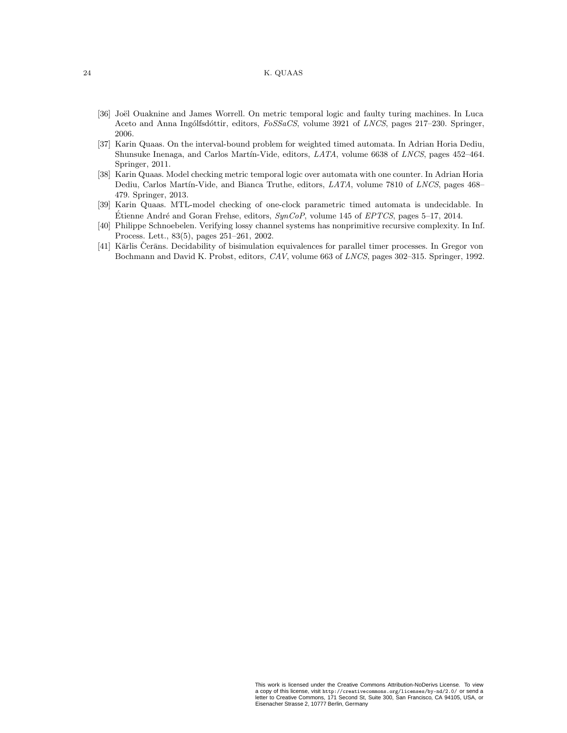- [36] Joël Ouaknine and James Worrell. On metric temporal logic and faulty turing machines. In Luca Aceto and Anna Ingólfsdóttir, editors, *FoSSaCS*, volume 3921 of *LNCS*, pages 217–230. Springer, 2006.
- [37] Karin Quaas. On the interval-bound problem for weighted timed automata. In Adrian Horia Dediu, Shunsuke Inenaga, and Carlos Martín-Vide, editors, *LATA*, volume 6638 of *LNCS*, pages 452–464. Springer, 2011.
- [38] Karin Quaas. Model checking metric temporal logic over automata with one counter. In Adrian Horia Dediu, Carlos Martín-Vide, and Bianca Truthe, editors, *LATA*, volume 7810 of *LNCS*, pages 468–479. Springer, 2013.
- [39] Karin Quaas. MTL-model checking of one-clock parametric timed automata is undecidable. In Étienne André and Goran Frehse, editors, *SynCoP*, volume 145 of *EPTCS*, pages 5–17, 2014.
- [40] Philippe Schnoebelen. Verifying lossy channel systems has nonprimitive recursive complexity. In Inf. Process. Lett., 83(5), pages 251–261, 2002.
- [41] Kārlis Čerāns. Decidability of bisimulation equivalences for parallel timer processes. In Gregor von Bochmann and David K. Probst, editors, *CAV*, volume 663 of *LNCS*, pages 302–315. Springer, 1992.

This work is licensed under the Creative Commons Attribution-NoDerivs License. To view a copy of this license, visit `http://creativecommons.org/licenses/by-nd/2.0/` or send a letter to Creative Commons, 171 Second St, Suite 300, San Francisco, CA 94105, USA, or Eisenacher Strasse 2, 10777 Berlin, Germany